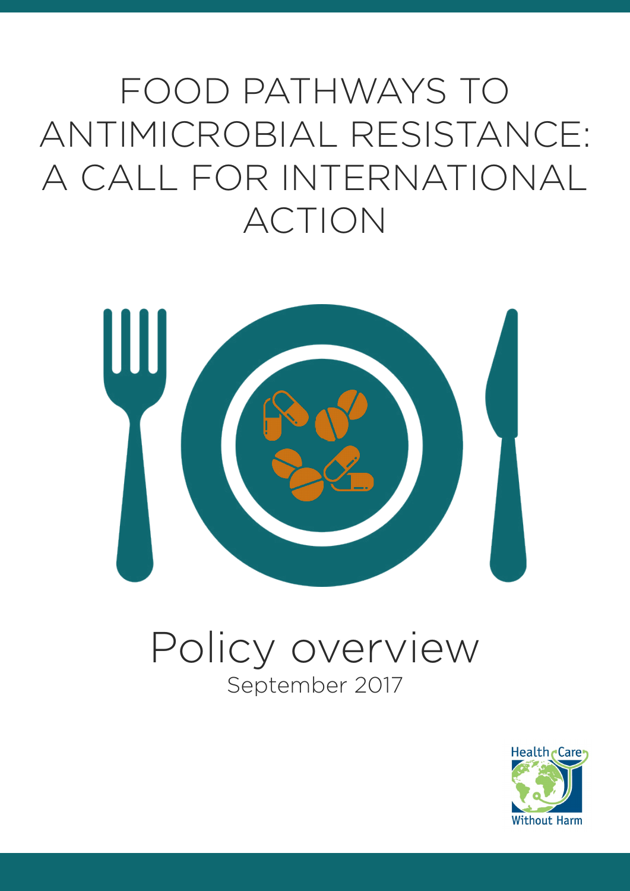# FOOD PATHWAYS TO ANTIMICROBIAL RESISTANCE: A CALL FOR INTERNATIONAL ACTION

## Policy overview

September 2017

Health Care Without Harm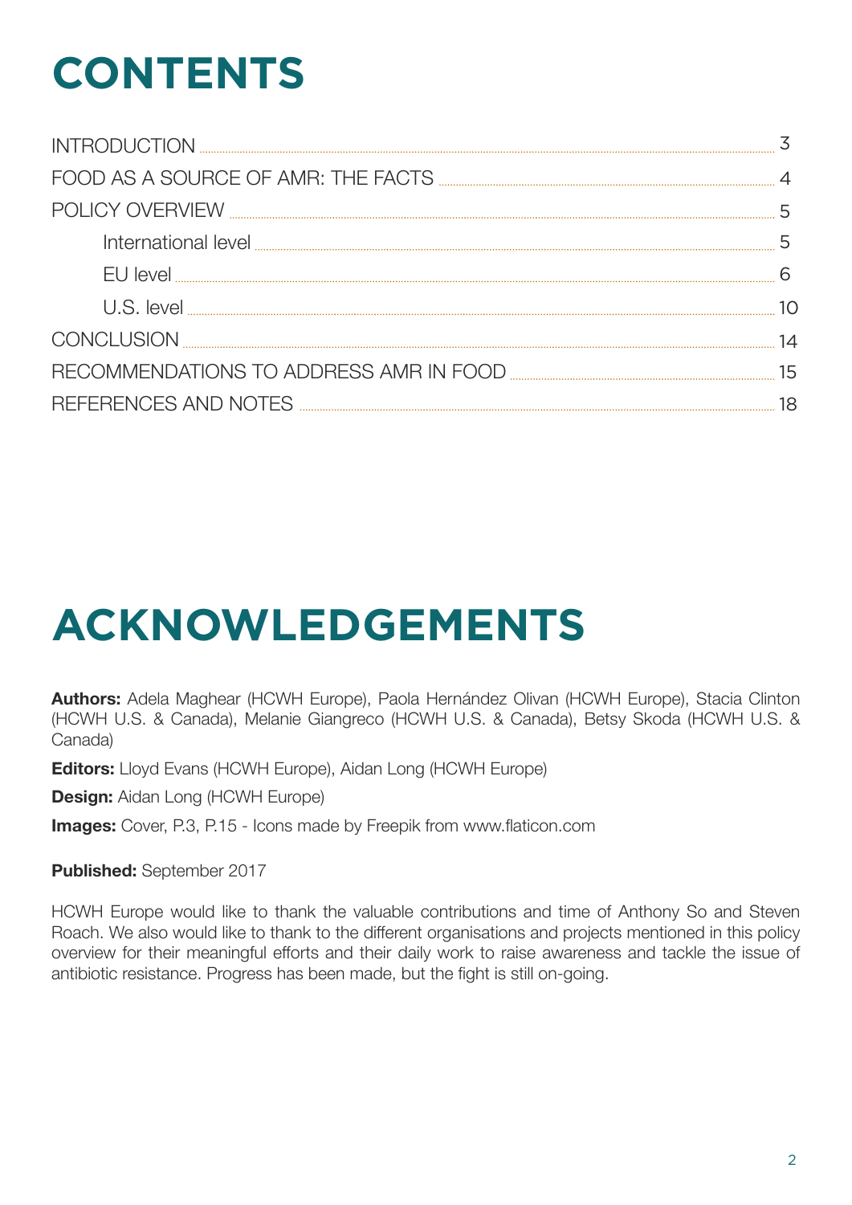# CONTENTS

| | |
|---|---|
| INTRODUCTION | 3 |
| FOOD AS A SOURCE OF AMR: THE FACTS | 4 |
| POLICY OVERVIEW | 5 |
| International level | 5 |
| EU level | 6 |
| U.S. level | 10 |
| CONCLUSION | 14 |
| RECOMMENDATIONS TO ADDRESS AMR IN FOOD | 15 |
| REFERENCES AND NOTES | 18 |

# ACKNOWLEDGEMENTS

**Authors:** Adela Maghear (HCWH Europe), Paola Hernández Olivan (HCWH Europe), Stacia Clinton (HCWH U.S. & Canada), Melanie Giangreco (HCWH U.S. & Canada), Betsy Skoda (HCWH U.S. & Canada)

**Editors:** Lloyd Evans (HCWH Europe), Aidan Long (HCWH Europe)

**Design:** Aidan Long (HCWH Europe)

**Images:** Cover, P.3, P.15 - Icons made by Freepik from www.flaticon.com

**Published:** September 2017

HCWH Europe would like to thank the valuable contributions and time of Anthony So and Steven Roach. We also would like to thank to the different organisations and projects mentioned in this policy overview for their meaningful efforts and their daily work to raise awareness and tackle the issue of antibiotic resistance. Progress has been made, but the fight is still on-going.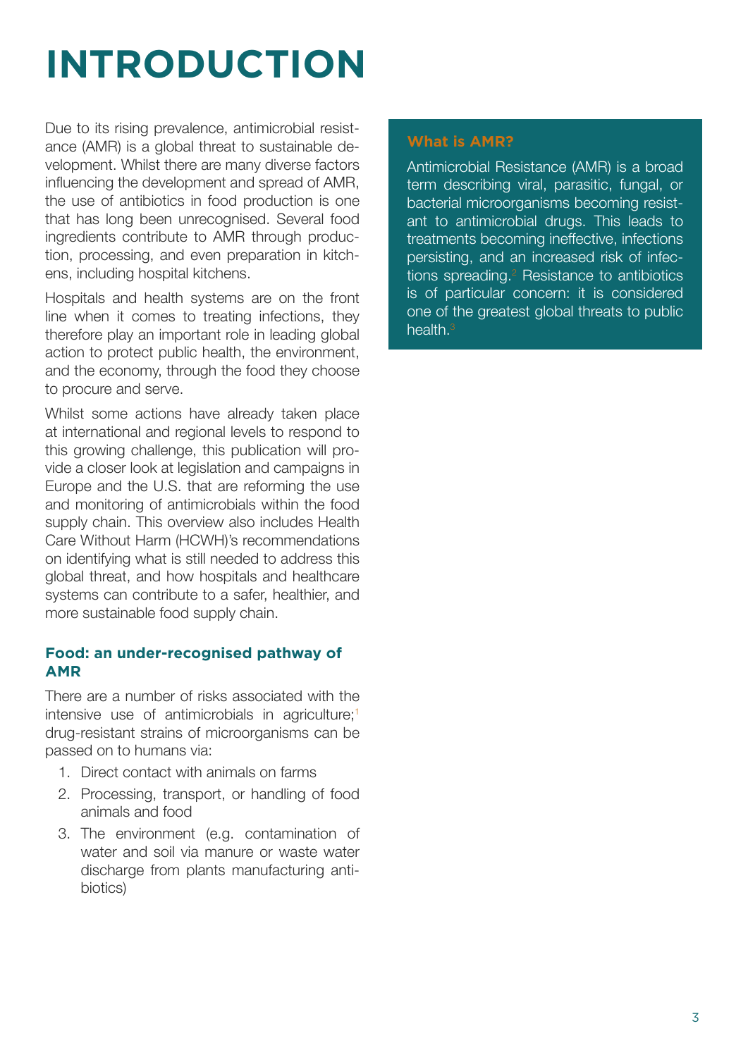# INTRODUCTION

Due to its rising prevalence, antimicrobial resistance (AMR) is a global threat to sustainable development. Whilst there are many diverse factors influencing the development and spread of AMR, the use of antibiotics in food production is one that has long been unrecognised. Several food ingredients contribute to AMR through production, processing, and even preparation in kitchens, including hospital kitchens.

Hospitals and health systems are on the front line when it comes to treating infections, they therefore play an important role in leading global action to protect public health, the environment, and the economy, through the food they choose to procure and serve.

Whilst some actions have already taken place at international and regional levels to respond to this growing challenge, this publication will provide a closer look at legislation and campaigns in Europe and the U.S. that are reforming the use and monitoring of antimicrobials within the food supply chain. This overview also includes Health Care Without Harm (HCWH)'s recommendations on identifying what is still needed to address this global threat, and how hospitals and healthcare systems can contribute to a safer, healthier, and more sustainable food supply chain.

### Food: an under-recognised pathway of AMR

There are a number of risks associated with the intensive use of antimicrobials in agriculture;[1] drug-resistant strains of microorganisms can be passed on to humans via:

1. Direct contact with animals on farms
2. Processing, transport, or handling of food animals and food
3. The environment (e.g. contamination of water and soil via manure or waste water discharge from plants manufacturing antibiotics)

**What is AMR?**

Antimicrobial Resistance (AMR) is a broad term describing viral, parasitic, fungal, or bacterial microorganisms becoming resistant to antimicrobial drugs. This leads to treatments becoming ineffective, infections persisting, and an increased risk of infections spreading.[2] Resistance to antibiotics is of particular concern: it is considered one of the greatest global threats to public health.[3]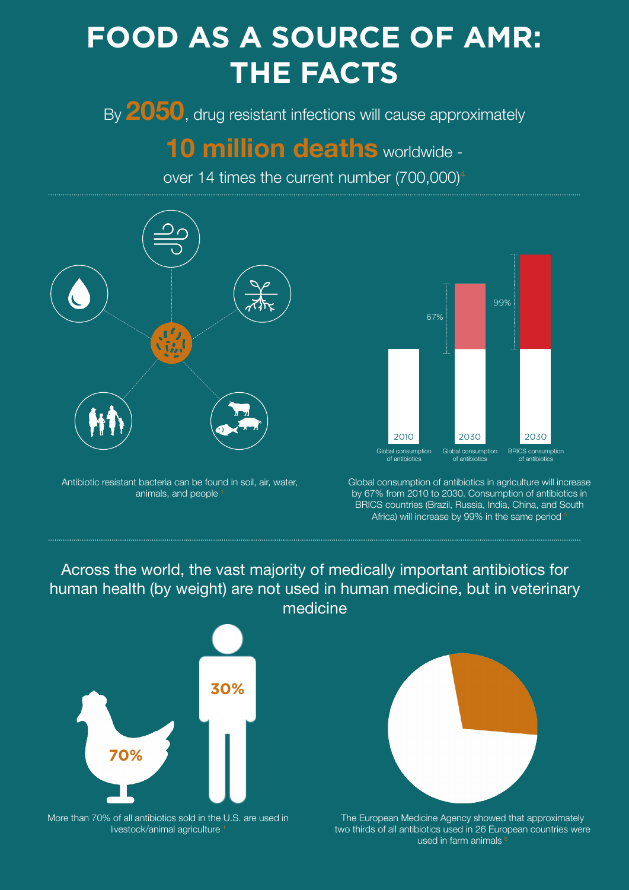# FOOD AS A SOURCE OF AMR: THE FACTS

By **2050**, drug resistant infections will cause approximately

**10 million deaths** worldwide -

over 14 times the current number (700,000)[4]

Antibiotic resistant bacteria can be found in soil, air, water, animals, and people[1]

67%

99%

2010 — Global consumption of antibiotics

2030 — Global consumption of antibiotics

2030 — BRICS consumption of antibiotics

Global consumption of antibiotics in agriculture will increase by 67% from 2010 to 2030. Consumption of antibiotics in BRICS countries (Brazil, Russia, India, China, and South Africa) will increase by 99% in the same period[5]

## Across the world, the vast majority of medically important antibiotics for human health (by weight) are not used in human medicine, but in veterinary medicine

**70%**

**30%**

More than 70% of all antibiotics sold in the U.S. are used in livestock/animal agriculture[1]

The European Medicine Agency showed that approximately two thirds of all antibiotics used in 26 European countries were used in farm animals[6]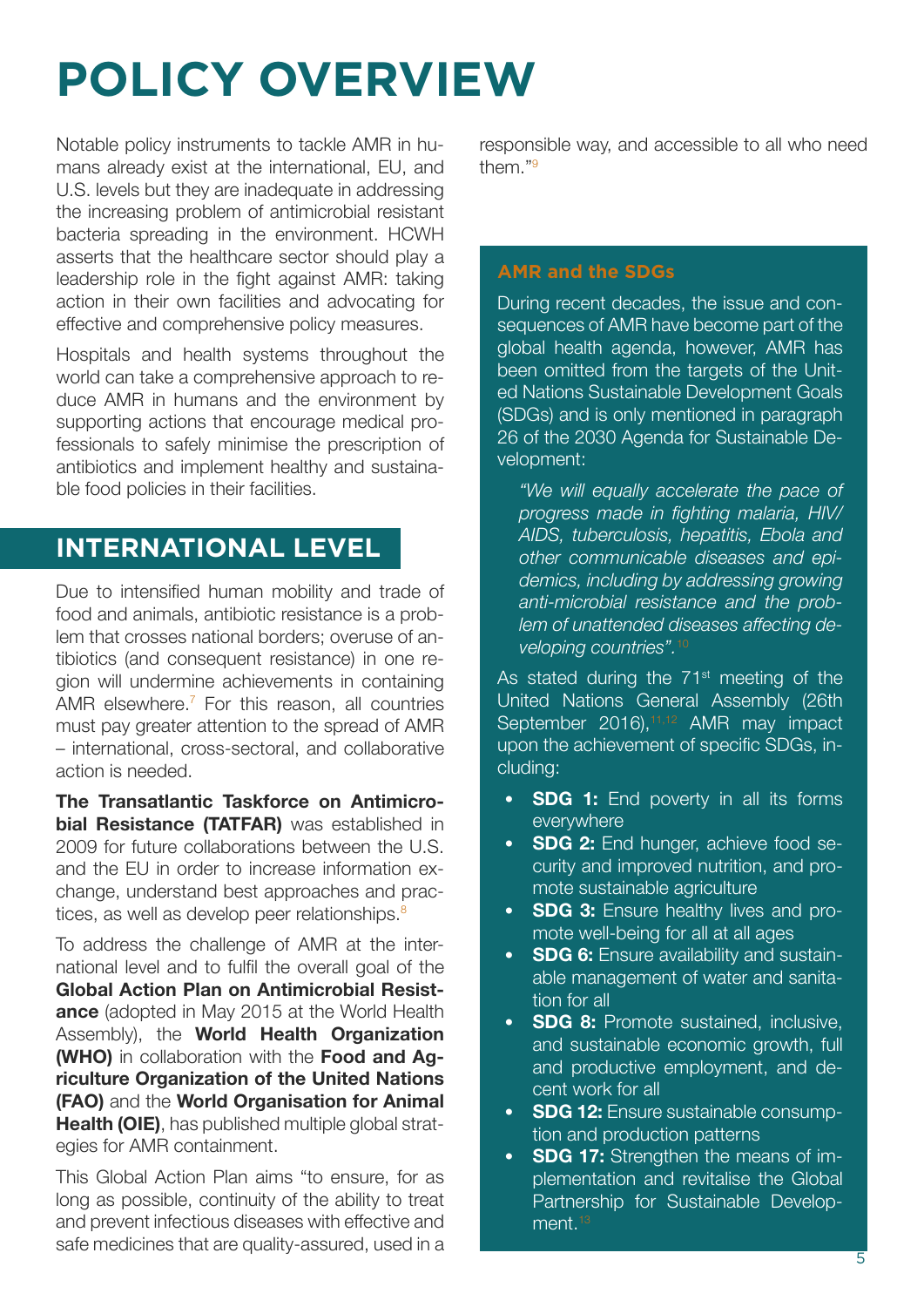# POLICY OVERVIEW

Notable policy instruments to tackle AMR in humans already exist at the international, EU, and U.S. levels but they are inadequate in addressing the increasing problem of antimicrobial resistant bacteria spreading in the environment. HCWH asserts that the healthcare sector should play a leadership role in the fight against AMR: taking action in their own facilities and advocating for effective and comprehensive policy measures.

Hospitals and health systems throughout the world can take a comprehensive approach to reduce AMR in humans and the environment by supporting actions that encourage medical professionals to safely minimise the prescription of antibiotics and implement healthy and sustainable food policies in their facilities.

## INTERNATIONAL LEVEL

Due to intensified human mobility and trade of food and animals, antibiotic resistance is a problem that crosses national borders; overuse of antibiotics (and consequent resistance) in one region will undermine achievements in containing AMR elsewhere.[7] For this reason, all countries must pay greater attention to the spread of AMR – international, cross-sectoral, and collaborative action is needed.

**The Transatlantic Taskforce on Antimicrobial Resistance (TATFAR)** was established in 2009 for future collaborations between the U.S. and the EU in order to increase information exchange, understand best approaches and practices, as well as develop peer relationships.[8]

To address the challenge of AMR at the international level and to fulfil the overall goal of the **Global Action Plan on Antimicrobial Resistance** (adopted in May 2015 at the World Health Assembly), the **World Health Organization (WHO)** in collaboration with the **Food and Agriculture Organization of the United Nations (FAO)** and the **World Organisation for Animal Health (OIE)**, has published multiple global strategies for AMR containment.

This Global Action Plan aims "to ensure, for as long as possible, continuity of the ability to treat and prevent infectious diseases with effective and safe medicines that are quality-assured, used in a responsible way, and accessible to all who need them."[9]

### AMR and the SDGs

During recent decades, the issue and consequences of AMR have become part of the global health agenda, however, AMR has been omitted from the targets of the United Nations Sustainable Development Goals (SDGs) and is only mentioned in paragraph 26 of the 2030 Agenda for Sustainable Development:

> *"We will equally accelerate the pace of progress made in fighting malaria, HIV/AIDS, tuberculosis, hepatitis, Ebola and other communicable diseases and epidemics, including by addressing growing anti-microbial resistance and the problem of unattended diseases affecting developing countries".*[10]

As stated during the 71st meeting of the United Nations General Assembly (26th September 2016),[11,12] AMR may impact upon the achievement of specific SDGs, including:

- **SDG 1:** End poverty in all its forms everywhere
- **SDG 2:** End hunger, achieve food security and improved nutrition, and promote sustainable agriculture
- **SDG 3:** Ensure healthy lives and promote well-being for all at all ages
- **SDG 6:** Ensure availability and sustainable management of water and sanitation for all
- **SDG 8:** Promote sustained, inclusive, and sustainable economic growth, full and productive employment, and decent work for all
- **SDG 12:** Ensure sustainable consumption and production patterns
- **SDG 17:** Strengthen the means of implementation and revitalise the Global Partnership for Sustainable Development.[13]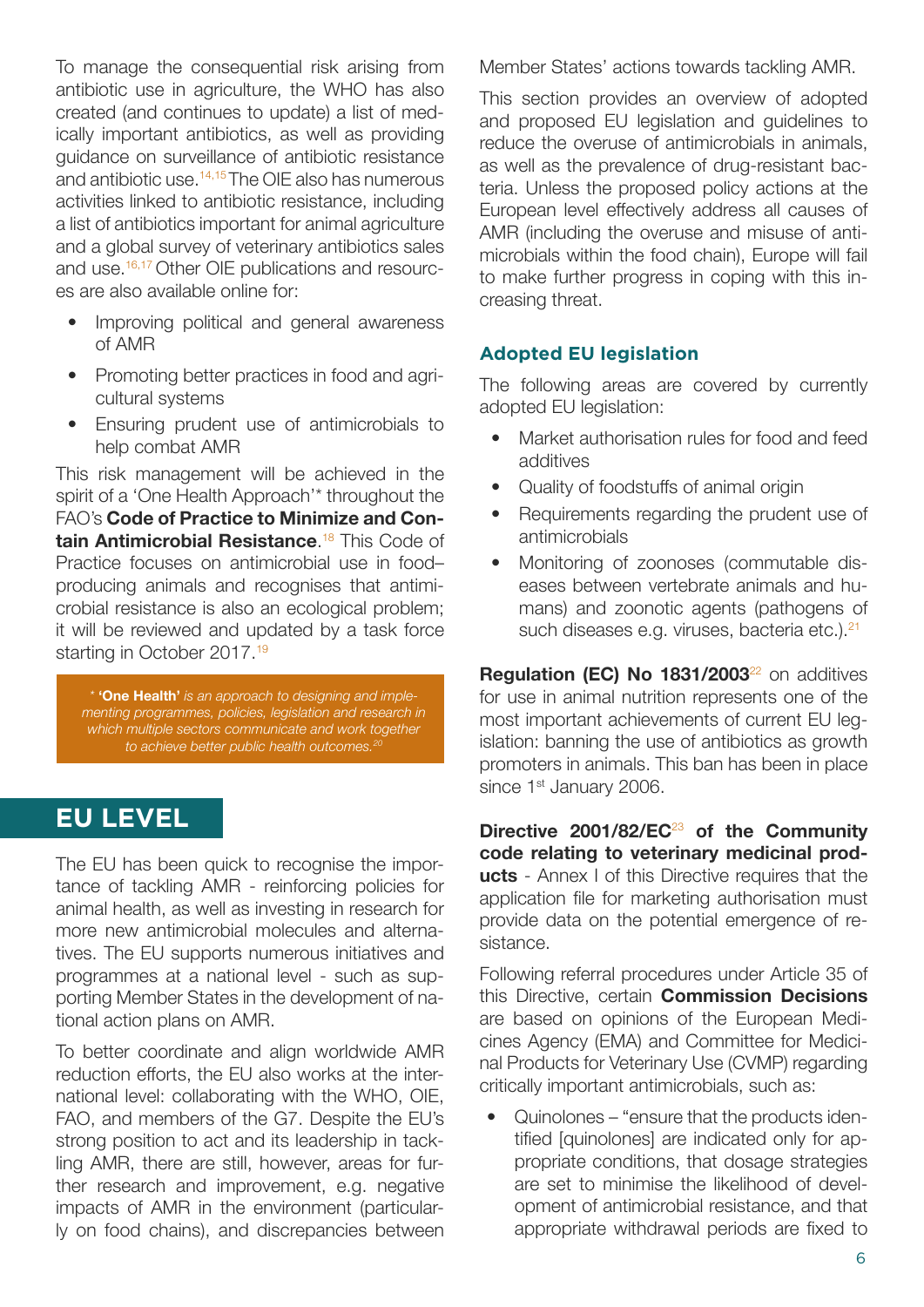To manage the consequential risk arising from antibiotic use in agriculture, the WHO has also created (and continues to update) a list of medically important antibiotics, as well as providing guidance on surveillance of antibiotic resistance and antibiotic use.[14,15] The OIE also has numerous activities linked to antibiotic resistance, including a list of antibiotics important for animal agriculture and a global survey of veterinary antibiotics sales and use.[16,17] Other OIE publications and resources are also available online for:

- Improving political and general awareness of AMR
- Promoting better practices in food and agricultural systems
- Ensuring prudent use of antimicrobials to help combat AMR

This risk management will be achieved in the spirit of a 'One Health Approach'* throughout the FAO's **Code of Practice to Minimize and Contain Antimicrobial Resistance**.[18] This Code of Practice focuses on antimicrobial use in food–producing animals and recognises that antimicrobial resistance is also an ecological problem; it will be reviewed and updated by a task force starting in October 2017.[19]

*\* **'One Health'** is an approach to designing and implementing programmes, policies, legislation and research in which multiple sectors communicate and work together to achieve better public health outcomes.*[20]

## EU LEVEL

The EU has been quick to recognise the importance of tackling AMR - reinforcing policies for animal health, as well as investing in research for more new antimicrobial molecules and alternatives. The EU supports numerous initiatives and programmes at a national level - such as supporting Member States in the development of national action plans on AMR.

To better coordinate and align worldwide AMR reduction efforts, the EU also works at the international level: collaborating with the WHO, OIE, FAO, and members of the G7. Despite the EU's strong position to act and its leadership in tackling AMR, there are still, however, areas for further research and improvement, e.g. negative impacts of AMR in the environment (particularly on food chains), and discrepancies between Member States' actions towards tackling AMR.

This section provides an overview of adopted and proposed EU legislation and guidelines to reduce the overuse of antimicrobials in animals, as well as the prevalence of drug-resistant bacteria. Unless the proposed policy actions at the European level effectively address all causes of AMR (including the overuse and misuse of antimicrobials within the food chain), Europe will fail to make further progress in coping with this increasing threat.

### Adopted EU legislation

The following areas are covered by currently adopted EU legislation:

- Market authorisation rules for food and feed additives
- Quality of foodstuffs of animal origin
- Requirements regarding the prudent use of antimicrobials
- Monitoring of zoonoses (commutable diseases between vertebrate animals and humans) and zoonotic agents (pathogens of such diseases e.g. viruses, bacteria etc.).[21]

**Regulation (EC) No 1831/2003**[22] on additives for use in animal nutrition represents one of the most important achievements of current EU legislation: banning the use of antibiotics as growth promoters in animals. This ban has been in place since 1st January 2006.

**Directive 2001/82/EC**[23] **of the Community code relating to veterinary medicinal products** - Annex I of this Directive requires that the application file for marketing authorisation must provide data on the potential emergence of resistance.

Following referral procedures under Article 35 of this Directive, certain **Commission Decisions** are based on opinions of the European Medicines Agency (EMA) and Committee for Medicinal Products for Veterinary Use (CVMP) regarding critically important antimicrobials, such as:

- Quinolones – "ensure that the products identified [quinolones] are indicated only for appropriate conditions, that dosage strategies are set to minimise the likelihood of development of antimicrobial resistance, and that appropriate withdrawal periods are fixed to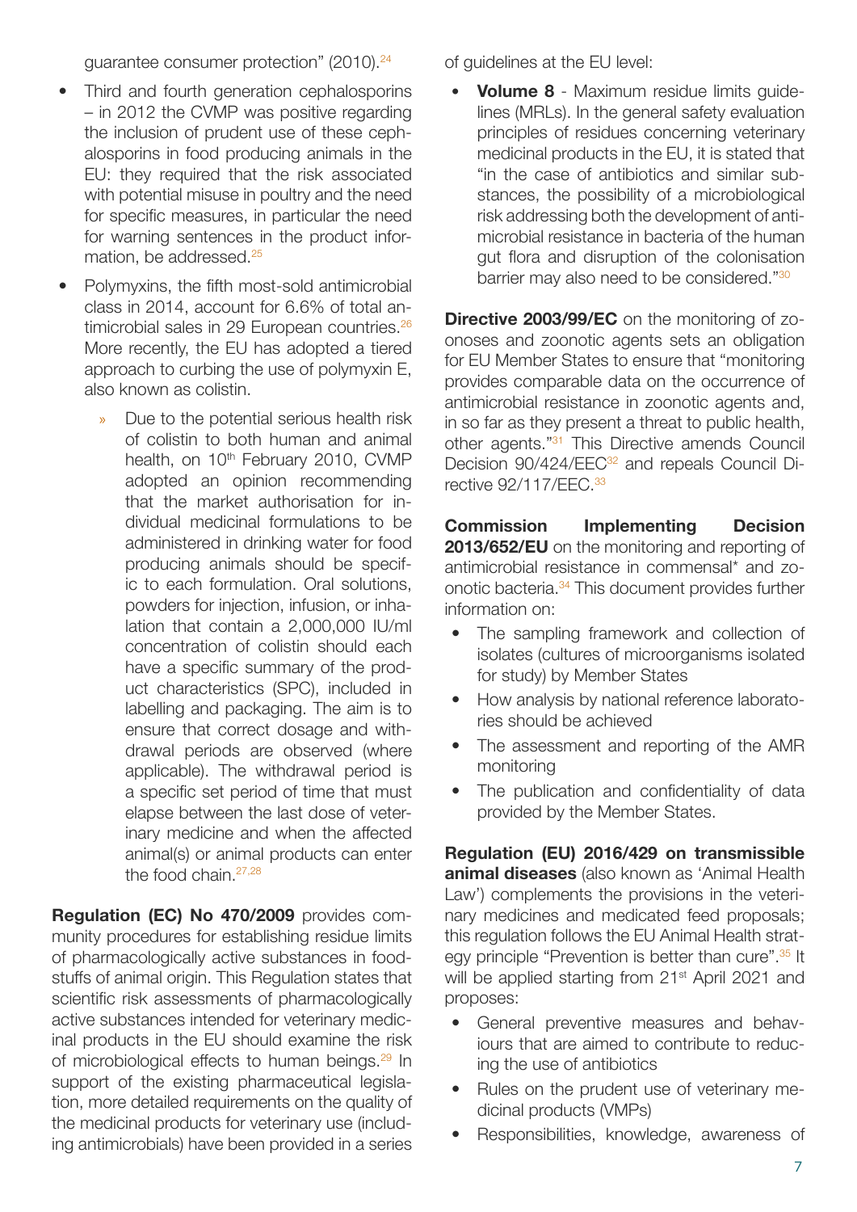guarantee consumer protection" (2010).[24]

- Third and fourth generation cephalosporins – in 2012 the CVMP was positive regarding the inclusion of prudent use of these cephalosporins in food producing animals in the EU: they required that the risk associated with potential misuse in poultry and the need for specific measures, in particular the need for warning sentences in the product information, be addressed.[25]
- Polymyxins, the fifth most-sold antimicrobial class in 2014, account for 6.6% of total antimicrobial sales in 29 European countries.[26] More recently, the EU has adopted a tiered approach to curbing the use of polymyxin E, also known as colistin.
    - Due to the potential serious health risk of colistin to both human and animal health, on 10th February 2010, CVMP adopted an opinion recommending that the market authorisation for individual medicinal formulations to be administered in drinking water for food producing animals should be specific to each formulation. Oral solutions, powders for injection, infusion, or inhalation that contain a 2,000,000 IU/ml concentration of colistin should each have a specific summary of the product characteristics (SPC), included in labelling and packaging. The aim is to ensure that correct dosage and withdrawal periods are observed (where applicable). The withdrawal period is a specific set period of time that must elapse between the last dose of veterinary medicine and when the affected animal(s) or animal products can enter the food chain.[27,28]

**Regulation (EC) No 470/2009** provides community procedures for establishing residue limits of pharmacologically active substances in foodstuffs of animal origin. This Regulation states that scientific risk assessments of pharmacologically active substances intended for veterinary medicinal products in the EU should examine the risk of microbiological effects to human beings.[29] In support of the existing pharmaceutical legislation, more detailed requirements on the quality of the medicinal products for veterinary use (including antimicrobials) have been provided in a series of guidelines at the EU level:

- **Volume 8** - Maximum residue limits guidelines (MRLs). In the general safety evaluation principles of residues concerning veterinary medicinal products in the EU, it is stated that "in the case of antibiotics and similar substances, the possibility of a microbiological risk addressing both the development of antimicrobial resistance in bacteria of the human gut flora and disruption of the colonisation barrier may also need to be considered."[30]

**Directive 2003/99/EC** on the monitoring of zoonoses and zoonotic agents sets an obligation for EU Member States to ensure that "monitoring provides comparable data on the occurrence of antimicrobial resistance in zoonotic agents and, in so far as they present a threat to public health, other agents."[31] This Directive amends Council Decision 90/424/EEC[32] and repeals Council Directive 92/117/EEC.[33]

**Commission Implementing Decision 2013/652/EU** on the monitoring and reporting of antimicrobial resistance in commensal* and zoonotic bacteria.[34] This document provides further information on:

- The sampling framework and collection of isolates (cultures of microorganisms isolated for study) by Member States
- How analysis by national reference laboratories should be achieved
- The assessment and reporting of the AMR monitoring
- The publication and confidentiality of data provided by the Member States.

**Regulation (EU) 2016/429 on transmissible animal diseases** (also known as 'Animal Health Law') complements the provisions in the veterinary medicines and medicated feed proposals; this regulation follows the EU Animal Health strategy principle "Prevention is better than cure".[35] It will be applied starting from 21st April 2021 and proposes:

- General preventive measures and behaviours that are aimed to contribute to reducing the use of antibiotics
- Rules on the prudent use of veterinary medicinal products (VMPs)
- Responsibilities, knowledge, awareness of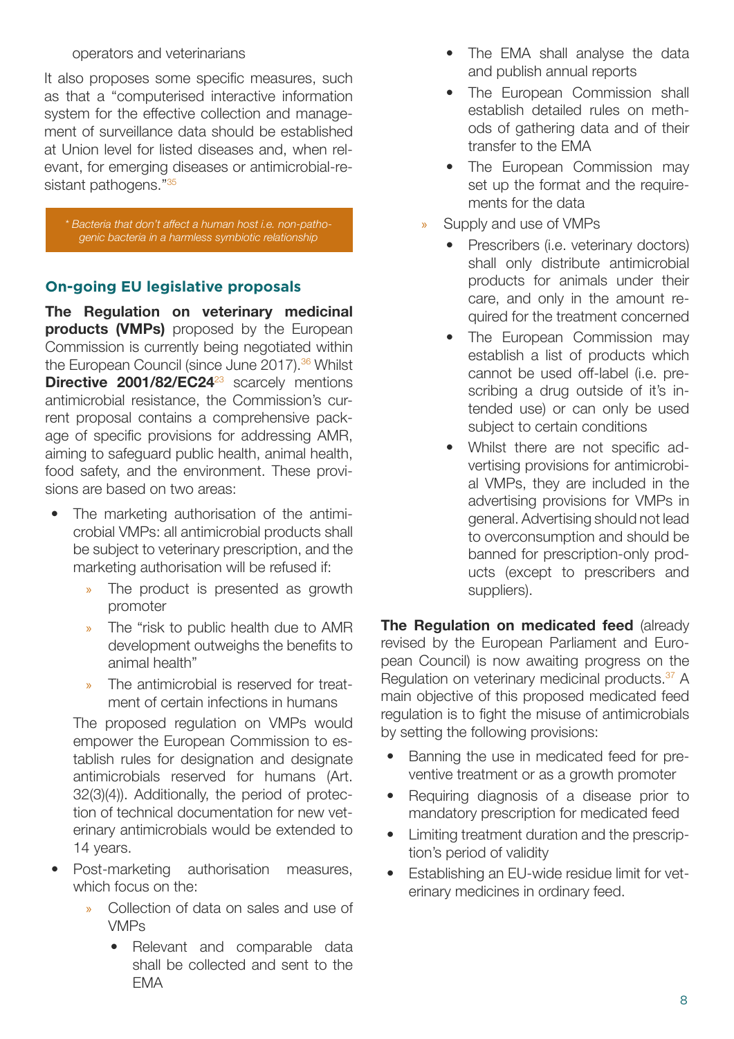operators and veterinarians

It also proposes some specific measures, such as that a "computerised interactive information system for the effective collection and management of surveillance data should be established at Union level for listed diseases and, when relevant, for emerging diseases or antimicrobial-resistant pathogens."[35]

*\* Bacteria that don't affect a human host i.e. non-pathogenic bacteria in a harmless symbiotic relationship*

## On-going EU legislative proposals

**The Regulation on veterinary medicinal products (VMPs)** proposed by the European Commission is currently being negotiated within the European Council (since June 2017).[36] Whilst **Directive 2001/82/EC24**[23] scarcely mentions antimicrobial resistance, the Commission's current proposal contains a comprehensive package of specific provisions for addressing AMR, aiming to safeguard public health, animal health, food safety, and the environment. These provisions are based on two areas:

- The marketing authorisation of the antimicrobial VMPs: all antimicrobial products shall be subject to veterinary prescription, and the marketing authorisation will be refused if:
  - » The product is presented as growth promoter
  - » The "risk to public health due to AMR development outweighs the benefits to animal health"
  - » The antimicrobial is reserved for treatment of certain infections in humans

  The proposed regulation on VMPs would empower the European Commission to establish rules for designation and designate antimicrobials reserved for humans (Art. 32(3)(4)). Additionally, the period of protection of technical documentation for new veterinary antimicrobials would be extended to 14 years.
- Post-marketing authorisation measures, which focus on the:
  - » Collection of data on sales and use of VMPs
    - Relevant and comparable data shall be collected and sent to the EMA
    - The EMA shall analyse the data and publish annual reports
    - The European Commission shall establish detailed rules on methods of gathering data and of their transfer to the EMA
    - The European Commission may set up the format and the requirements for the data
  - » Supply and use of VMPs
    - Prescribers (i.e. veterinary doctors) shall only distribute antimicrobial products for animals under their care, and only in the amount required for the treatment concerned
    - The European Commission may establish a list of products which cannot be used off-label (i.e. prescribing a drug outside of it's intended use) or can only be used subject to certain conditions
    - Whilst there are not specific advertising provisions for antimicrobial VMPs, they are included in the advertising provisions for VMPs in general. Advertising should not lead to overconsumption and should be banned for prescription-only products (except to prescribers and suppliers).

**The Regulation on medicated feed** (already revised by the European Parliament and European Council) is now awaiting progress on the Regulation on veterinary medicinal products.[37] A main objective of this proposed medicated feed regulation is to fight the misuse of antimicrobials by setting the following provisions:

- Banning the use in medicated feed for preventive treatment or as a growth promoter
- Requiring diagnosis of a disease prior to mandatory prescription for medicated feed
- Limiting treatment duration and the prescription's period of validity
- Establishing an EU-wide residue limit for veterinary medicines in ordinary feed.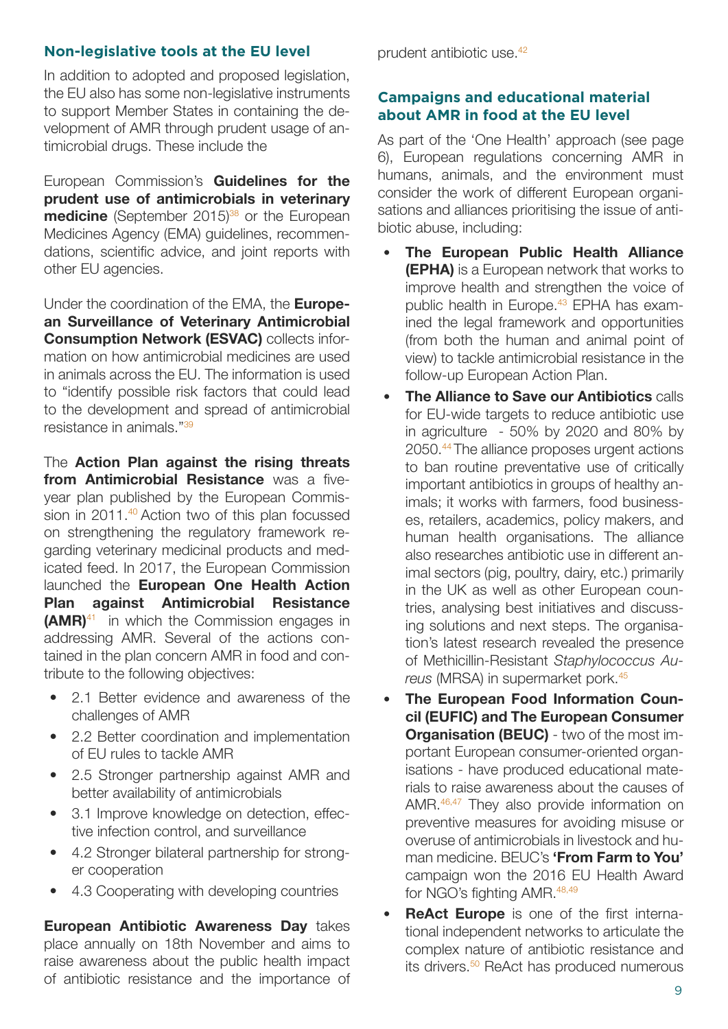## Non-legislative tools at the EU level

In addition to adopted and proposed legislation, the EU also has some non-legislative instruments to support Member States in containing the development of AMR through prudent usage of antimicrobial drugs. These include the

European Commission's **Guidelines for the prudent use of antimicrobials in veterinary medicine** (September 2015)[38] or the European Medicines Agency (EMA) guidelines, recommendations, scientific advice, and joint reports with other EU agencies.

Under the coordination of the EMA, the **European Surveillance of Veterinary Antimicrobial Consumption Network (ESVAC)** collects information on how antimicrobial medicines are used in animals across the EU. The information is used to "identify possible risk factors that could lead to the development and spread of antimicrobial resistance in animals."[39]

The **Action Plan against the rising threats from Antimicrobial Resistance** was a five-year plan published by the European Commission in 2011.[40] Action two of this plan focussed on strengthening the regulatory framework regarding veterinary medicinal products and medicated feed. In 2017, the European Commission launched the **European One Health Action Plan against Antimicrobial Resistance (AMR)**[41] in which the Commission engages in addressing AMR. Several of the actions contained in the plan concern AMR in food and contribute to the following objectives:

- 2.1 Better evidence and awareness of the challenges of AMR
- 2.2 Better coordination and implementation of EU rules to tackle AMR
- 2.5 Stronger partnership against AMR and better availability of antimicrobials
- 3.1 Improve knowledge on detection, effective infection control, and surveillance
- 4.2 Stronger bilateral partnership for stronger cooperation
- 4.3 Cooperating with developing countries

**European Antibiotic Awareness Day** takes place annually on 18th November and aims to raise awareness about the public health impact of antibiotic resistance and the importance of prudent antibiotic use.[42]

## Campaigns and educational material about AMR in food at the EU level

As part of the 'One Health' approach (see page 6), European regulations concerning AMR in humans, animals, and the environment must consider the work of different European organisations and alliances prioritising the issue of antibiotic abuse, including:

- **The European Public Health Alliance (EPHA)** is a European network that works to improve health and strengthen the voice of public health in Europe.[43] EPHA has examined the legal framework and opportunities (from both the human and animal point of view) to tackle antimicrobial resistance in the follow-up European Action Plan.
- **The Alliance to Save our Antibiotics** calls for EU-wide targets to reduce antibiotic use in agriculture - 50% by 2020 and 80% by 2050.[44] The alliance proposes urgent actions to ban routine preventative use of critically important antibiotics in groups of healthy animals; it works with farmers, food businesses, retailers, academics, policy makers, and human health organisations. The alliance also researches antibiotic use in different animal sectors (pig, poultry, dairy, etc.) primarily in the UK as well as other European countries, analysing best initiatives and discussing solutions and next steps. The organisation's latest research revealed the presence of Methicillin-Resistant *Staphylococcus Aureus* (MRSA) in supermarket pork.[45]
- **The European Food Information Council (EUFIC) and The European Consumer Organisation (BEUC)** - two of the most important European consumer-oriented organisations - have produced educational materials to raise awareness about the causes of AMR.[46,47] They also provide information on preventive measures for avoiding misuse or overuse of antimicrobials in livestock and human medicine. BEUC's **'From Farm to You'** campaign won the 2016 EU Health Award for NGO's fighting AMR.[48,49]
- **ReAct Europe** is one of the first international independent networks to articulate the complex nature of antibiotic resistance and its drivers.[50] ReAct has produced numerous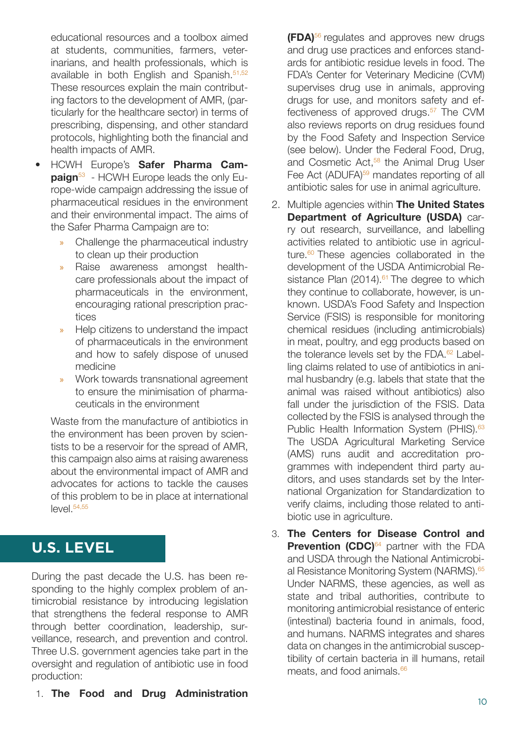educational resources and a toolbox aimed at students, communities, farmers, veterinarians, and health professionals, which is available in both English and Spanish.[51,52] These resources explain the main contributing factors to the development of AMR, (particularly for the healthcare sector) in terms of prescribing, dispensing, and other standard protocols, highlighting both the financial and health impacts of AMR.

- HCWH Europe's **Safer Pharma Campaign**[53] - HCWH Europe leads the only Europe-wide campaign addressing the issue of pharmaceutical residues in the environment and their environmental impact. The aims of the Safer Pharma Campaign are to:
  - Challenge the pharmaceutical industry to clean up their production
  - Raise awareness amongst healthcare professionals about the impact of pharmaceuticals in the environment, encouraging rational prescription practices
  - Help citizens to understand the impact of pharmaceuticals in the environment and how to safely dispose of unused medicine
  - Work towards transnational agreement to ensure the minimisation of pharmaceuticals in the environment

  Waste from the manufacture of antibiotics in the environment has been proven by scientists to be a reservoir for the spread of AMR, this campaign also aims at raising awareness about the environmental impact of AMR and advocates for actions to tackle the causes of this problem to be in place at international level.[54,55]

## U.S. LEVEL

During the past decade the U.S. has been responding to the highly complex problem of antimicrobial resistance by introducing legislation that strengthens the federal response to AMR through better coordination, leadership, surveillance, research, and prevention and control. Three U.S. government agencies take part in the oversight and regulation of antibiotic use in food production:

1. **The Food and Drug Administration (FDA)**[56] regulates and approves new drugs and drug use practices and enforces standards for antibiotic residue levels in food. The FDA's Center for Veterinary Medicine (CVM) supervises drug use in animals, approving drugs for use, and monitors safety and effectiveness of approved drugs.[57] The CVM also reviews reports on drug residues found by the Food Safety and Inspection Service (see below). Under the Federal Food, Drug, and Cosmetic Act,[58] the Animal Drug User Fee Act (ADUFA)[59] mandates reporting of all antibiotic sales for use in animal agriculture.
2. Multiple agencies within **The United States Department of Agriculture (USDA)** carry out research, surveillance, and labelling activities related to antibiotic use in agriculture.[60] These agencies collaborated in the development of the USDA Antimicrobial Resistance Plan (2014).[61] The degree to which they continue to collaborate, however, is unknown. USDA's Food Safety and Inspection Service (FSIS) is responsible for monitoring chemical residues (including antimicrobials) in meat, poultry, and egg products based on the tolerance levels set by the FDA.[62] Labelling claims related to use of antibiotics in animal husbandry (e.g. labels that state that the animal was raised without antibiotics) also fall under the jurisdiction of the FSIS. Data collected by the FSIS is analysed through the Public Health Information System (PHIS).[63] The USDA Agricultural Marketing Service (AMS) runs audit and accreditation programmes with independent third party auditors, and uses standards set by the International Organization for Standardization to verify claims, including those related to antibiotic use in agriculture.
3. **The Centers for Disease Control and Prevention (CDC)**[64] partner with the FDA and USDA through the National Antimicrobial Resistance Monitoring System (NARMS).[65] Under NARMS, these agencies, as well as state and tribal authorities, contribute to monitoring antimicrobial resistance of enteric (intestinal) bacteria found in animals, food, and humans. NARMS integrates and shares data on changes in the antimicrobial susceptibility of certain bacteria in ill humans, retail meats, and food animals.[66]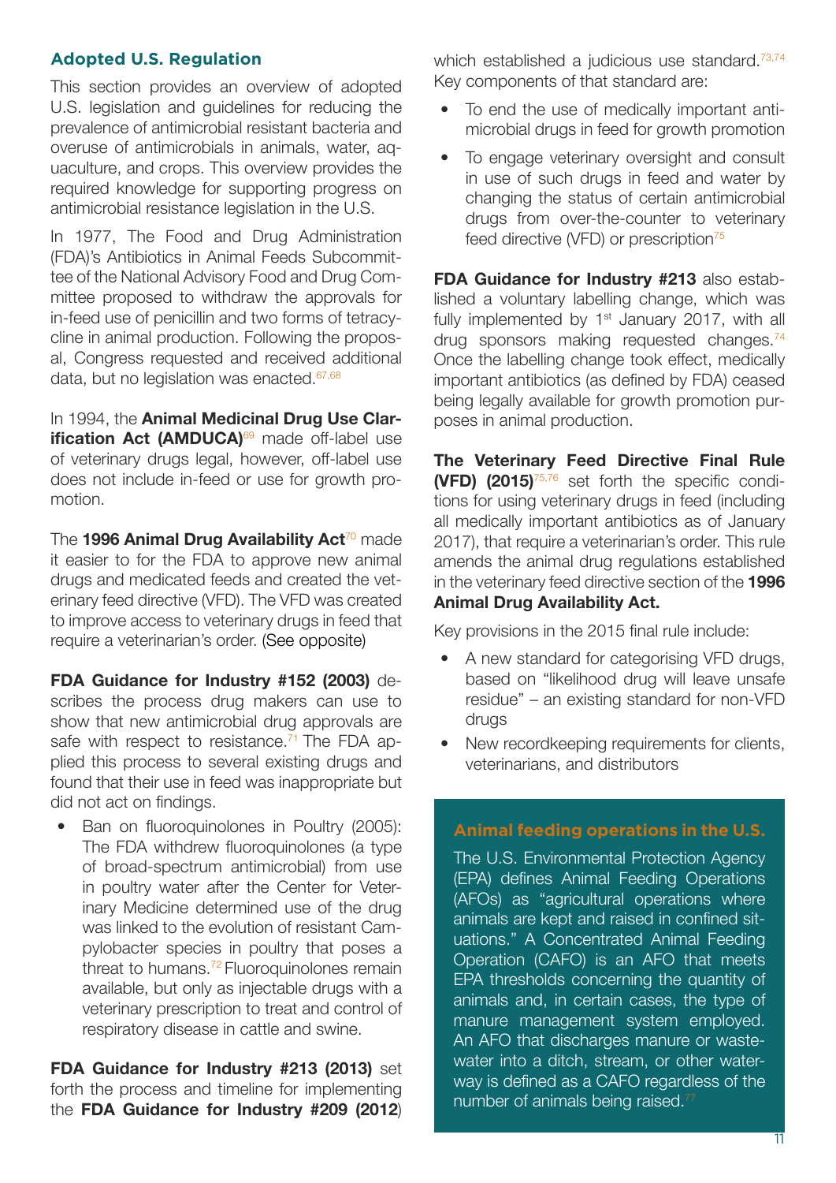## Adopted U.S. Regulation

This section provides an overview of adopted U.S. legislation and guidelines for reducing the prevalence of antimicrobial resistant bacteria and overuse of antimicrobials in animals, water, aquaculture, and crops. This overview provides the required knowledge for supporting progress on antimicrobial resistance legislation in the U.S.

In 1977, The Food and Drug Administration (FDA)'s Antibiotics in Animal Feeds Subcommittee of the National Advisory Food and Drug Committee proposed to withdraw the approvals for in-feed use of penicillin and two forms of tetracycline in animal production. Following the proposal, Congress requested and received additional data, but no legislation was enacted.[67,68]

In 1994, the **Animal Medicinal Drug Use Clarification Act (AMDUCA)**[69] made off-label use of veterinary drugs legal, however, off-label use does not include in-feed or use for growth promotion.

The **1996 Animal Drug Availability Act**[70] made it easier to for the FDA to approve new animal drugs and medicated feeds and created the veterinary feed directive (VFD). The VFD was created to improve access to veterinary drugs in feed that require a veterinarian's order. (See opposite)

**FDA Guidance for Industry #152 (2003)** describes the process drug makers can use to show that new antimicrobial drug approvals are safe with respect to resistance.[71] The FDA applied this process to several existing drugs and found that their use in feed was inappropriate but did not act on findings.

- Ban on fluoroquinolones in Poultry (2005): The FDA withdrew fluoroquinolones (a type of broad-spectrum antimicrobial) from use in poultry water after the Center for Veterinary Medicine determined use of the drug was linked to the evolution of resistant Campylobacter species in poultry that poses a threat to humans.[72] Fluoroquinolones remain available, but only as injectable drugs with a veterinary prescription to treat and control of respiratory disease in cattle and swine.

**FDA Guidance for Industry #213 (2013)** set forth the process and timeline for implementing the **FDA Guidance for Industry #209 (2012**) which established a judicious use standard.[73,74] Key components of that standard are:

- To end the use of medically important antimicrobial drugs in feed for growth promotion
- To engage veterinary oversight and consult in use of such drugs in feed and water by changing the status of certain antimicrobial drugs from over-the-counter to veterinary feed directive (VFD) or prescription[75]

**FDA Guidance for Industry #213** also established a voluntary labelling change, which was fully implemented by 1st January 2017, with all drug sponsors making requested changes.[74] Once the labelling change took effect, medically important antibiotics (as defined by FDA) ceased being legally available for growth promotion purposes in animal production.

**The Veterinary Feed Directive Final Rule (VFD) (2015)**[75,76] set forth the specific conditions for using veterinary drugs in feed (including all medically important antibiotics as of January 2017), that require a veterinarian's order. This rule amends the animal drug regulations established in the veterinary feed directive section of the **1996 Animal Drug Availability Act.**

Key provisions in the 2015 final rule include:

- A new standard for categorising VFD drugs, based on "likelihood drug will leave unsafe residue" – an existing standard for non-VFD drugs
- New recordkeeping requirements for clients, veterinarians, and distributors

### Animal feeding operations in the U.S.

The U.S. Environmental Protection Agency (EPA) defines Animal Feeding Operations (AFOs) as "agricultural operations where animals are kept and raised in confined situations." A Concentrated Animal Feeding Operation (CAFO) is an AFO that meets EPA thresholds concerning the quantity of animals and, in certain cases, the type of manure management system employed. An AFO that discharges manure or wastewater into a ditch, stream, or other waterway is defined as a CAFO regardless of the number of animals being raised.[77]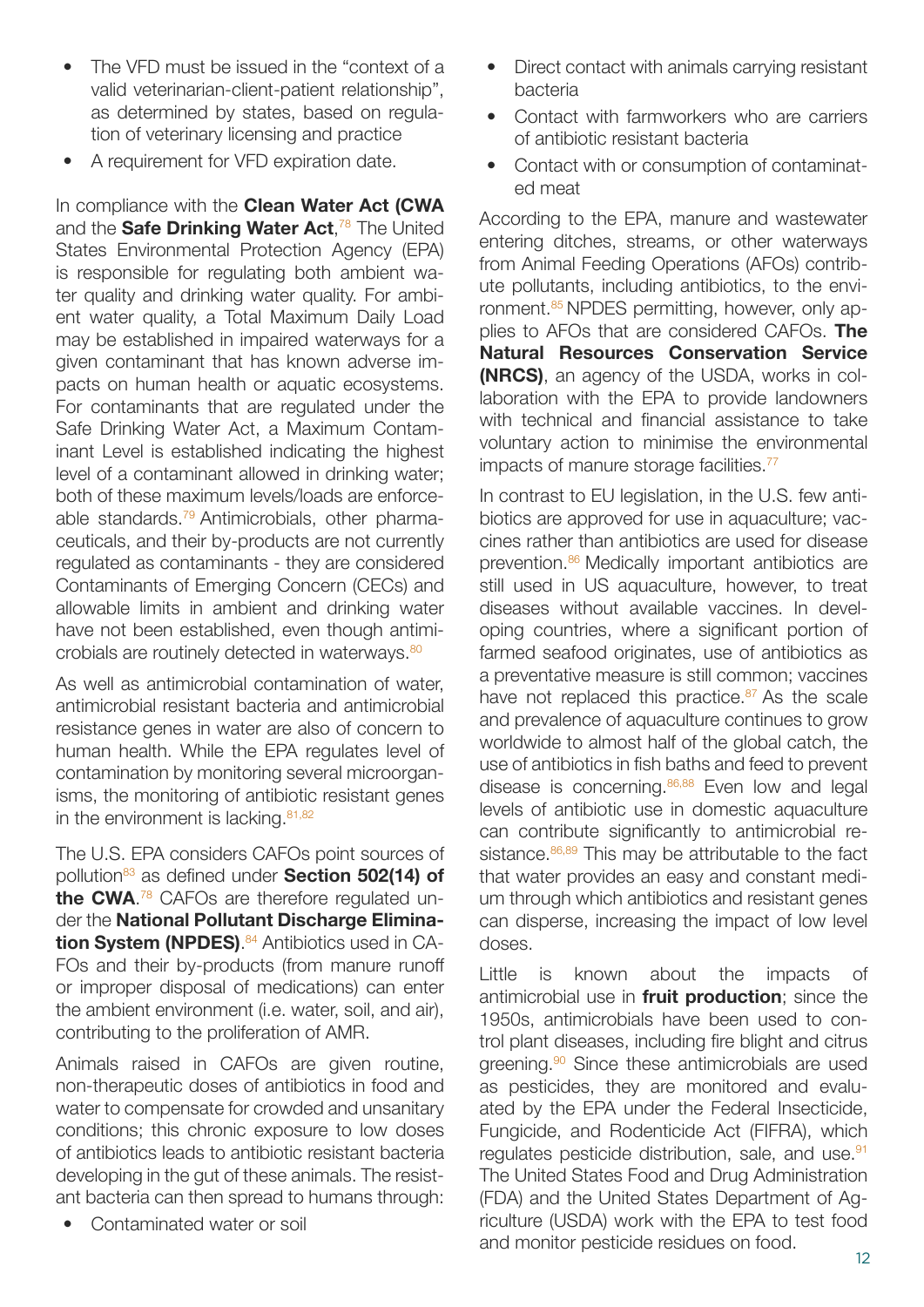- The VFD must be issued in the "context of a valid veterinarian-client-patient relationship", as determined by states, based on regulation of veterinary licensing and practice
- A requirement for VFD expiration date.

In compliance with the **Clean Water Act (CWA** and the **Safe Drinking Water Act**,[78] The United States Environmental Protection Agency (EPA) is responsible for regulating both ambient water quality and drinking water quality. For ambient water quality, a Total Maximum Daily Load may be established in impaired waterways for a given contaminant that has known adverse impacts on human health or aquatic ecosystems. For contaminants that are regulated under the Safe Drinking Water Act, a Maximum Contaminant Level is established indicating the highest level of a contaminant allowed in drinking water; both of these maximum levels/loads are enforceable standards.[79] Antimicrobials, other pharmaceuticals, and their by-products are not currently regulated as contaminants - they are considered Contaminants of Emerging Concern (CECs) and allowable limits in ambient and drinking water have not been established, even though antimicrobials are routinely detected in waterways.[80]

As well as antimicrobial contamination of water, antimicrobial resistant bacteria and antimicrobial resistance genes in water are also of concern to human health. While the EPA regulates level of contamination by monitoring several microorganisms, the monitoring of antibiotic resistant genes in the environment is lacking.[81,82]

The U.S. EPA considers CAFOs point sources of pollution[83] as defined under **Section 502(14) of the CWA**.[78] CAFOs are therefore regulated under the **National Pollutant Discharge Elimination System (NPDES)**.[84] Antibiotics used in CAFOs and their by-products (from manure runoff or improper disposal of medications) can enter the ambient environment (i.e. water, soil, and air), contributing to the proliferation of AMR.

Animals raised in CAFOs are given routine, non-therapeutic doses of antibiotics in food and water to compensate for crowded and unsanitary conditions; this chronic exposure to low doses of antibiotics leads to antibiotic resistant bacteria developing in the gut of these animals. The resistant bacteria can then spread to humans through:

- Contaminated water or soil
- Direct contact with animals carrying resistant bacteria
- Contact with farmworkers who are carriers of antibiotic resistant bacteria
- Contact with or consumption of contaminated meat

According to the EPA, manure and wastewater entering ditches, streams, or other waterways from Animal Feeding Operations (AFOs) contribute pollutants, including antibiotics, to the environment.[85] NPDES permitting, however, only applies to AFOs that are considered CAFOs. **The Natural Resources Conservation Service (NRCS)**, an agency of the USDA, works in collaboration with the EPA to provide landowners with technical and financial assistance to take voluntary action to minimise the environmental impacts of manure storage facilities.[77]

In contrast to EU legislation, in the U.S. few antibiotics are approved for use in aquaculture; vaccines rather than antibiotics are used for disease prevention.[86] Medically important antibiotics are still used in US aquaculture, however, to treat diseases without available vaccines. In developing countries, where a significant portion of farmed seafood originates, use of antibiotics as a preventative measure is still common; vaccines have not replaced this practice.[87] As the scale and prevalence of aquaculture continues to grow worldwide to almost half of the global catch, the use of antibiotics in fish baths and feed to prevent disease is concerning.[86,88] Even low and legal levels of antibiotic use in domestic aquaculture can contribute significantly to antimicrobial resistance.[86,89] This may be attributable to the fact that water provides an easy and constant medium through which antibiotics and resistant genes can disperse, increasing the impact of low level doses.

Little is known about the impacts of antimicrobial use in **fruit production**; since the 1950s, antimicrobials have been used to control plant diseases, including fire blight and citrus greening.[90] Since these antimicrobials are used as pesticides, they are monitored and evaluated by the EPA under the Federal Insecticide, Fungicide, and Rodenticide Act (FIFRA), which regulates pesticide distribution, sale, and use.[91] The United States Food and Drug Administration (FDA) and the United States Department of Agriculture (USDA) work with the EPA to test food and monitor pesticide residues on food.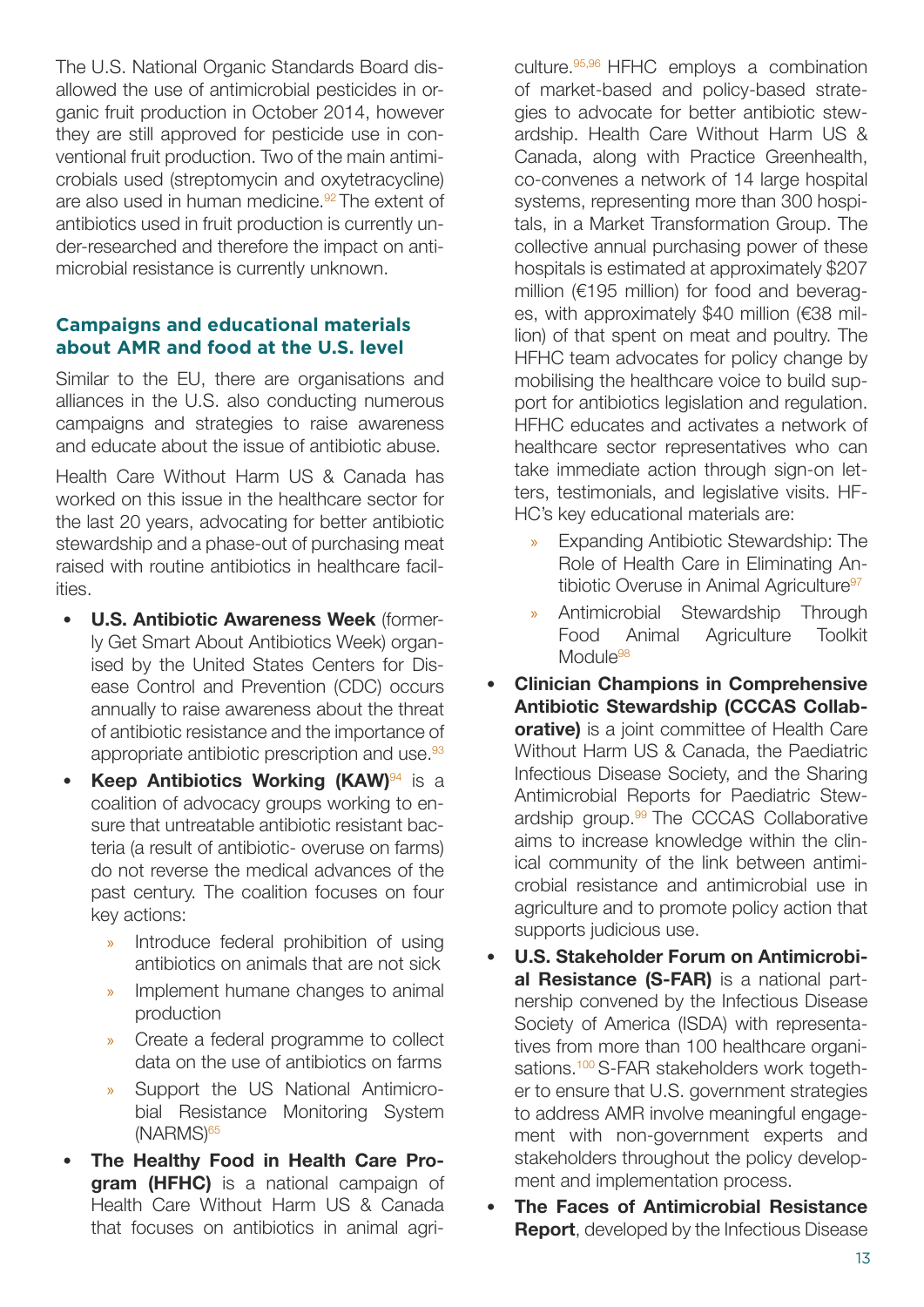The U.S. National Organic Standards Board disallowed the use of antimicrobial pesticides in organic fruit production in October 2014, however they are still approved for pesticide use in conventional fruit production. Two of the main antimicrobials used (streptomycin and oxytetracycline) are also used in human medicine.[92] The extent of antibiotics used in fruit production is currently under-researched and therefore the impact on antimicrobial resistance is currently unknown.

### Campaigns and educational materials about AMR and food at the U.S. level

Similar to the EU, there are organisations and alliances in the U.S. also conducting numerous campaigns and strategies to raise awareness and educate about the issue of antibiotic abuse.

Health Care Without Harm US & Canada has worked on this issue in the healthcare sector for the last 20 years, advocating for better antibiotic stewardship and a phase-out of purchasing meat raised with routine antibiotics in healthcare facilities.

- **U.S. Antibiotic Awareness Week** (formerly Get Smart About Antibiotics Week) organised by the United States Centers for Disease Control and Prevention (CDC) occurs annually to raise awareness about the threat of antibiotic resistance and the importance of appropriate antibiotic prescription and use.[93]
- **Keep Antibiotics Working (KAW)**[94] is a coalition of advocacy groups working to ensure that untreatable antibiotic resistant bacteria (a result of antibiotic- overuse on farms) do not reverse the medical advances of the past century. The coalition focuses on four key actions:
  - Introduce federal prohibition of using antibiotics on animals that are not sick
  - Implement humane changes to animal production
  - Create a federal programme to collect data on the use of antibiotics on farms
  - Support the US National Antimicrobial Resistance Monitoring System (NARMS)[65]
- **The Healthy Food in Health Care Program (HFHC)** is a national campaign of Health Care Without Harm US & Canada that focuses on antibiotics in animal agriculture.[95,96] HFHC employs a combination of market-based and policy-based strategies to advocate for better antibiotic stewardship. Health Care Without Harm US & Canada, along with Practice Greenhealth, co-convenes a network of 14 large hospital systems, representing more than 300 hospitals, in a Market Transformation Group. The collective annual purchasing power of these hospitals is estimated at approximately $207 million (€195 million) for food and beverages, with approximately $40 million (€38 million) of that spent on meat and poultry. The HFHC team advocates for policy change by mobilising the healthcare voice to build support for antibiotics legislation and regulation. HFHC educates and activates a network of healthcare sector representatives who can take immediate action through sign-on letters, testimonials, and legislative visits. HFHC's key educational materials are:
  - Expanding Antibiotic Stewardship: The Role of Health Care in Eliminating Antibiotic Overuse in Animal Agriculture[97]
  - Antimicrobial Stewardship Through Food Animal Agriculture Toolkit Module[98]
- **Clinician Champions in Comprehensive Antibiotic Stewardship (CCCAS Collaborative)** is a joint committee of Health Care Without Harm US & Canada, the Paediatric Infectious Disease Society, and the Sharing Antimicrobial Reports for Paediatric Stewardship group.[99] The CCCAS Collaborative aims to increase knowledge within the clinical community of the link between antimicrobial resistance and antimicrobial use in agriculture and to promote policy action that supports judicious use.
- **U.S. Stakeholder Forum on Antimicrobial Resistance (S-FAR)** is a national partnership convened by the Infectious Disease Society of America (ISDA) with representatives from more than 100 healthcare organisations.[100] S-FAR stakeholders work together to ensure that U.S. government strategies to address AMR involve meaningful engagement with non-government experts and stakeholders throughout the policy development and implementation process.
- **The Faces of Antimicrobial Resistance Report**, developed by the Infectious Disease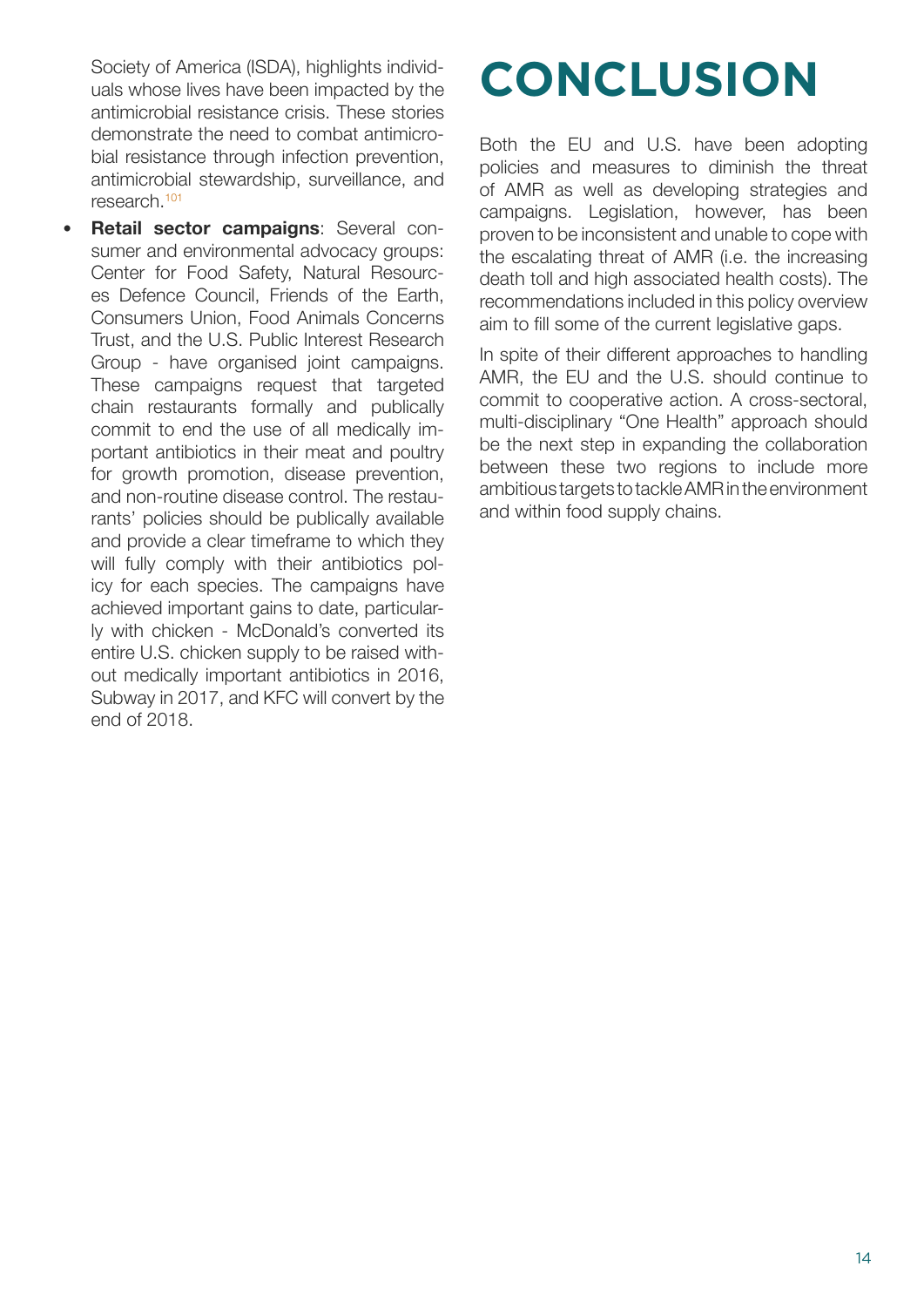Society of America (ISDA), highlights individuals whose lives have been impacted by the antimicrobial resistance crisis. These stories demonstrate the need to combat antimicrobial resistance through infection prevention, antimicrobial stewardship, surveillance, and research.[101]

- **Retail sector campaigns**: Several consumer and environmental advocacy groups: Center for Food Safety, Natural Resources Defence Council, Friends of the Earth, Consumers Union, Food Animals Concerns Trust, and the U.S. Public Interest Research Group - have organised joint campaigns. These campaigns request that targeted chain restaurants formally and publically commit to end the use of all medically important antibiotics in their meat and poultry for growth promotion, disease prevention, and non-routine disease control. The restaurants' policies should be publically available and provide a clear timeframe to which they will fully comply with their antibiotics policy for each species. The campaigns have achieved important gains to date, particularly with chicken - McDonald's converted its entire U.S. chicken supply to be raised without medically important antibiotics in 2016, Subway in 2017, and KFC will convert by the end of 2018.

# CONCLUSION

Both the EU and U.S. have been adopting policies and measures to diminish the threat of AMR as well as developing strategies and campaigns. Legislation, however, has been proven to be inconsistent and unable to cope with the escalating threat of AMR (i.e. the increasing death toll and high associated health costs). The recommendations included in this policy overview aim to fill some of the current legislative gaps.

In spite of their different approaches to handling AMR, the EU and the U.S. should continue to commit to cooperative action. A cross-sectoral, multi-disciplinary "One Health" approach should be the next step in expanding the collaboration between these two regions to include more ambitious targets to tackle AMR in the environment and within food supply chains.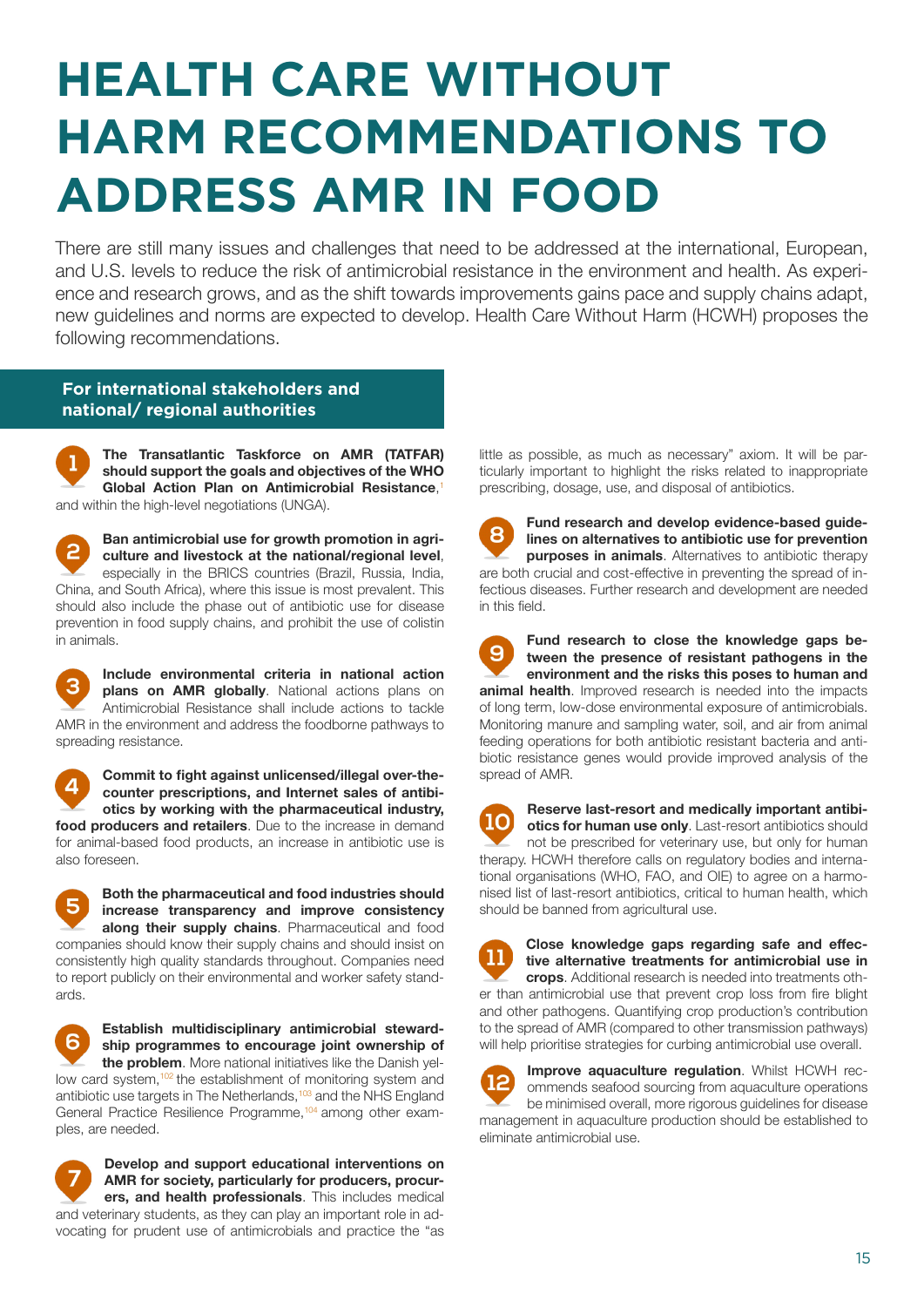# HEALTH CARE WITHOUT HARM RECOMMENDATIONS TO ADDRESS AMR IN FOOD

There are still many issues and challenges that need to be addressed at the international, European, and U.S. levels to reduce the risk of antimicrobial resistance in the environment and health. As experience and research grows, and as the shift towards improvements gains pace and supply chains adapt, new guidelines and norms are expected to develop. Health Care Without Harm (HCWH) proposes the following recommendations.

## For international stakeholders and national/ regional authorities

1. **The Transatlantic Taskforce on AMR (TATFAR) should support the goals and objectives of the WHO Global Action Plan on Antimicrobial Resistance**,[1] and within the high-level negotiations (UNGA).

2. **Ban antimicrobial use for growth promotion in agriculture and livestock at the national/regional level**, especially in the BRICS countries (Brazil, Russia, India, China, and South Africa), where this issue is most prevalent. This should also include the phase out of antibiotic use for disease prevention in food supply chains, and prohibit the use of colistin in animals.

3. **Include environmental criteria in national action plans on AMR globally**. National actions plans on Antimicrobial Resistance shall include actions to tackle AMR in the environment and address the foodborne pathways to spreading resistance.

4. **Commit to fight against unlicensed/illegal over-the-counter prescriptions, and Internet sales of antibiotics by working with the pharmaceutical industry, food producers and retailers**. Due to the increase in demand for animal-based food products, an increase in antibiotic use is also foreseen.

5. **Both the pharmaceutical and food industries should increase transparency and improve consistency along their supply chains**. Pharmaceutical and food companies should know their supply chains and should insist on consistently high quality standards throughout. Companies need to report publicly on their environmental and worker safety standards.

6. **Establish multidisciplinary antimicrobial stewardship programmes to encourage joint ownership of the problem**. More national initiatives like the Danish yellow card system,[102] the establishment of monitoring system and antibiotic use targets in The Netherlands,[103] and the NHS England General Practice Resilience Programme,[104] among other examples, are needed.

7. **Develop and support educational interventions on AMR for society, particularly for producers, procurers, and health professionals**. This includes medical and veterinary students, as they can play an important role in advocating for prudent use of antimicrobials and practice the "as little as possible, as much as necessary" axiom. It will be particularly important to highlight the risks related to inappropriate prescribing, dosage, use, and disposal of antibiotics.

8. **Fund research and develop evidence-based guidelines on alternatives to antibiotic use for prevention purposes in animals**. Alternatives to antibiotic therapy are both crucial and cost-effective in preventing the spread of infectious diseases. Further research and development are needed in this field.

9. **Fund research to close the knowledge gaps between the presence of resistant pathogens in the environment and the risks this poses to human and animal health**. Improved research is needed into the impacts of long term, low-dose environmental exposure of antimicrobials. Monitoring manure and sampling water, soil, and air from animal feeding operations for both antibiotic resistant bacteria and antibiotic resistance genes would provide improved analysis of the spread of AMR.

10. **Reserve last-resort and medically important antibiotics for human use only**. Last-resort antibiotics should not be prescribed for veterinary use, but only for human therapy. HCWH therefore calls on regulatory bodies and international organisations (WHO, FAO, and OIE) to agree on a harmonised list of last-resort antibiotics, critical to human health, which should be banned from agricultural use.

11. **Close knowledge gaps regarding safe and effective alternative treatments for antimicrobial use in crops**. Additional research is needed into treatments other than antimicrobial use that prevent crop loss from fire blight and other pathogens. Quantifying crop production's contribution to the spread of AMR (compared to other transmission pathways) will help prioritise strategies for curbing antimicrobial use overall.

12. **Improve aquaculture regulation**. Whilst HCWH recommends seafood sourcing from aquaculture operations be minimised overall, more rigorous guidelines for disease management in aquaculture production should be established to eliminate antimicrobial use.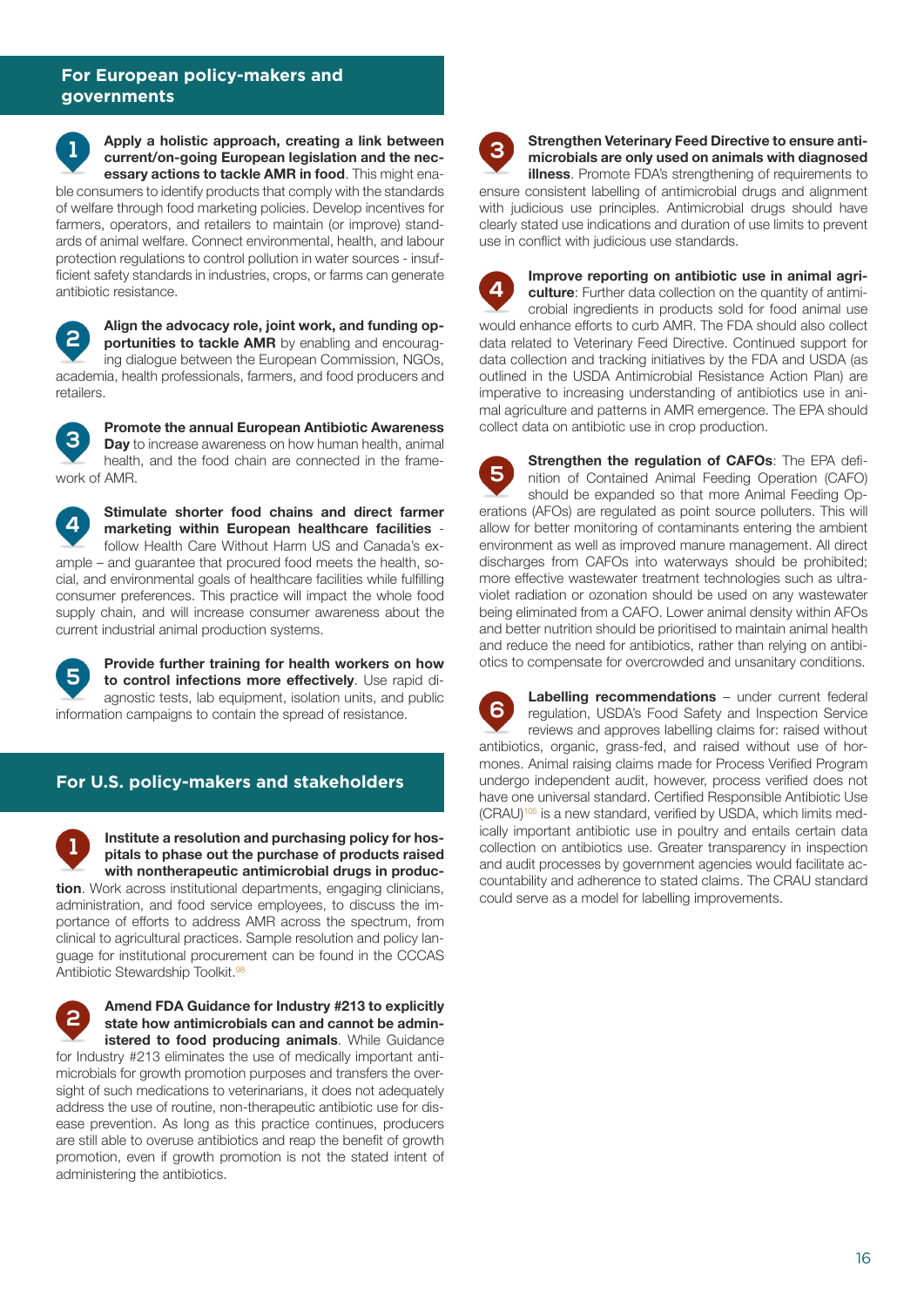## For European policy-makers and governments

1. **Apply a holistic approach, creating a link between current/on-going European legislation and the necessary actions to tackle AMR in food**. This might enable consumers to identify products that comply with the standards of welfare through food marketing policies. Develop incentives for farmers, operators, and retailers to maintain (or improve) standards of animal welfare. Connect environmental, health, and labour protection regulations to control pollution in water sources - insufficient safety standards in industries, crops, or farms can generate antibiotic resistance.

2. **Align the advocacy role, joint work, and funding opportunities to tackle AMR** by enabling and encouraging dialogue between the European Commission, NGOs, academia, health professionals, farmers, and food producers and retailers.

3. **Promote the annual European Antibiotic Awareness Day** to increase awareness on how human health, animal health, and the food chain are connected in the framework of AMR.

4. **Stimulate shorter food chains and direct farmer marketing within European healthcare facilities** - follow Health Care Without Harm US and Canada's example – and guarantee that procured food meets the health, social, and environmental goals of healthcare facilities while fulfilling consumer preferences. This practice will impact the whole food supply chain, and will increase consumer awareness about the current industrial animal production systems.

5. **Provide further training for health workers on how to control infections more effectively**. Use rapid diagnostic tests, lab equipment, isolation units, and public information campaigns to contain the spread of resistance.

## For U.S. policy-makers and stakeholders

1. **Institute a resolution and purchasing policy for hospitals to phase out the purchase of products raised with nontherapeutic antimicrobial drugs in production**. Work across institutional departments, engaging clinicians, administration, and food service employees, to discuss the importance of efforts to address AMR across the spectrum, from clinical to agricultural practices. Sample resolution and policy language for institutional procurement can be found in the CCCAS Antibiotic Stewardship Toolkit.[98]

2. **Amend FDA Guidance for Industry #213 to explicitly state how antimicrobials can and cannot be administered to food producing animals**. While Guidance for Industry #213 eliminates the use of medically important antimicrobials for growth promotion purposes and transfers the oversight of such medications to veterinarians, it does not adequately address the use of routine, non-therapeutic antibiotic use for disease prevention. As long as this practice continues, producers are still able to overuse antibiotics and reap the benefit of growth promotion, even if growth promotion is not the stated intent of administering the antibiotics.

3. **Strengthen Veterinary Feed Directive to ensure antimicrobials are only used on animals with diagnosed illness**. Promote FDA's strengthening of requirements to ensure consistent labelling of antimicrobial drugs and alignment with judicious use principles. Antimicrobial drugs should have clearly stated use indications and duration of use limits to prevent use in conflict with judicious use standards.

4. **Improve reporting on antibiotic use in animal agriculture**: Further data collection on the quantity of antimicrobial ingredients in products sold for food animal use would enhance efforts to curb AMR. The FDA should also collect data related to Veterinary Feed Directive. Continued support for data collection and tracking initiatives by the FDA and USDA (as outlined in the USDA Antimicrobial Resistance Action Plan) are imperative to increasing understanding of antibiotics use in animal agriculture and patterns in AMR emergence. The EPA should collect data on antibiotic use in crop production.

5. **Strengthen the regulation of CAFOs**: The EPA definition of Contained Animal Feeding Operation (CAFO) should be expanded so that more Animal Feeding Operations (AFOs) are regulated as point source polluters. This will allow for better monitoring of contaminants entering the ambient environment as well as improved manure management. All direct discharges from CAFOs into waterways should be prohibited; more effective wastewater treatment technologies such as ultraviolet radiation or ozonation should be used on any wastewater being eliminated from a CAFO. Lower animal density within AFOs and better nutrition should be prioritised to maintain animal health and reduce the need for antibiotics, rather than relying on antibiotics to compensate for overcrowded and unsanitary conditions.

6. **Labelling recommendations** – under current federal regulation, USDA's Food Safety and Inspection Service reviews and approves labelling claims for: raised without antibiotics, organic, grass-fed, and raised without use of hormones. Animal raising claims made for Process Verified Program undergo independent audit, however, process verified does not have one universal standard. Certified Responsible Antibiotic Use (CRAU)[105] is a new standard, verified by USDA, which limits medically important antibiotic use in poultry and entails certain data collection on antibiotics use. Greater transparency in inspection and audit processes by government agencies would facilitate accountability and adherence to stated claims. The CRAU standard could serve as a model for labelling improvements.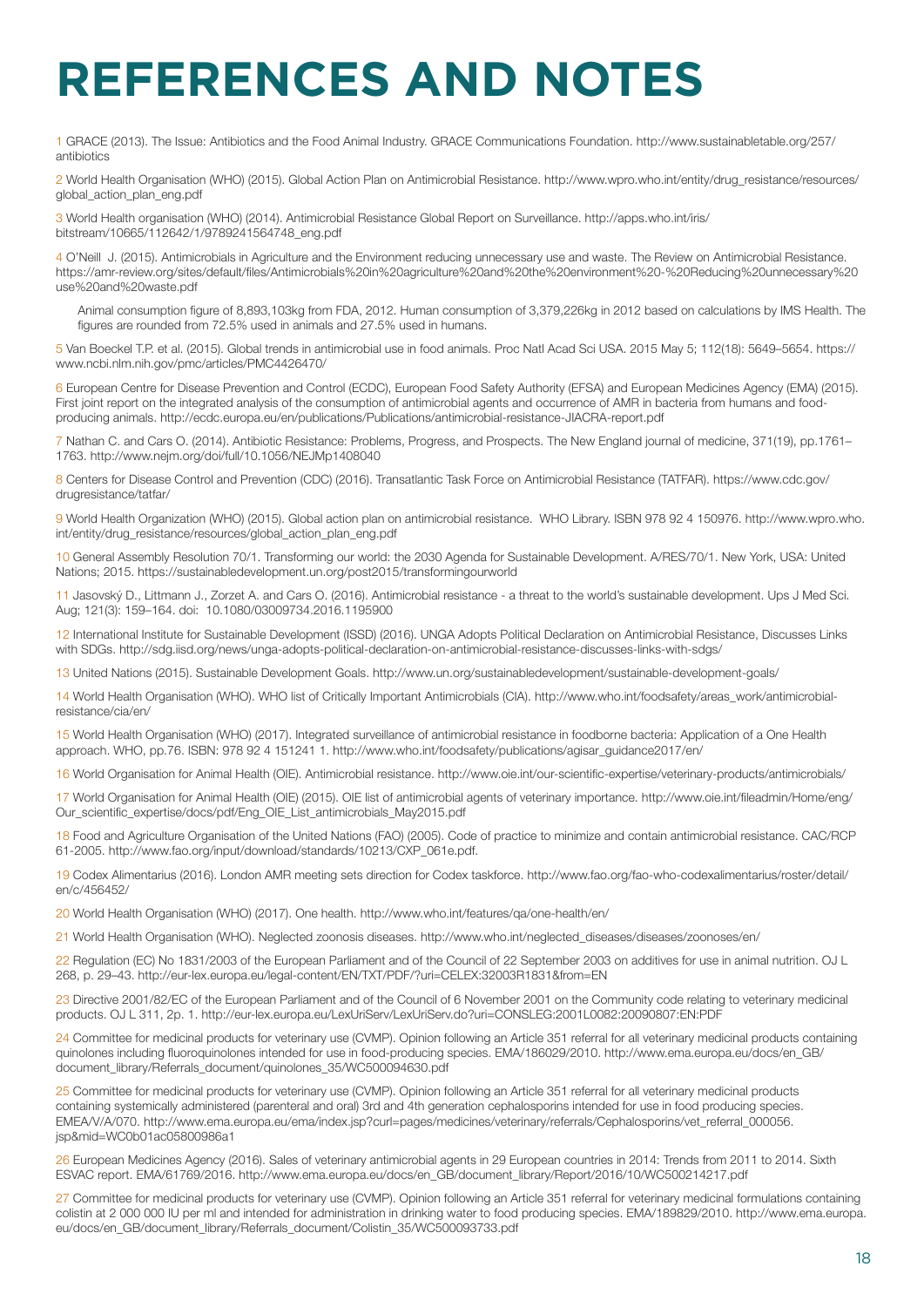# REFERENCES AND NOTES

1 GRACE (2013). The Issue: Antibiotics and the Food Animal Industry. GRACE Communications Foundation. http://www.sustainabletable.org/257/antibiotics

2 World Health Organisation (WHO) (2015). Global Action Plan on Antimicrobial Resistance. http://www.wpro.who.int/entity/drug_resistance/resources/global_action_plan_eng.pdf

3 World Health organisation (WHO) (2014). Antimicrobial Resistance Global Report on Surveillance. http://apps.who.int/iris/bitstream/10665/112642/1/9789241564748_eng.pdf

4 O'Neill J. (2015). Antimicrobials in Agriculture and the Environment reducing unnecessary use and waste. The Review on Antimicrobial Resistance. https://amr-review.org/sites/default/files/Antimicrobials%20in%20agriculture%20and%20the%20environment%20-%20Reducing%20unnecessary%20use%20and%20waste.pdf

Animal consumption figure of 8,893,103kg from FDA, 2012. Human consumption of 3,379,226kg in 2012 based on calculations by IMS Health. The figures are rounded from 72.5% used in animals and 27.5% used in humans.

5 Van Boeckel T.P. et al. (2015). Global trends in antimicrobial use in food animals. Proc Natl Acad Sci USA. 2015 May 5; 112(18): 5649–5654. https://www.ncbi.nlm.nih.gov/pmc/articles/PMC4426470/

6 European Centre for Disease Prevention and Control (ECDC), European Food Safety Authority (EFSA) and European Medicines Agency (EMA) (2015). First joint report on the integrated analysis of the consumption of antimicrobial agents and occurrence of AMR in bacteria from humans and food-producing animals. http://ecdc.europa.eu/en/publications/Publications/antimicrobial-resistance-JIACRA-report.pdf

7 Nathan C. and Cars O. (2014). Antibiotic Resistance: Problems, Progress, and Prospects. The New England journal of medicine, 371(19), pp.1761–1763. http://www.nejm.org/doi/full/10.1056/NEJMp1408040

8 Centers for Disease Control and Prevention (CDC) (2016). Transatlantic Task Force on Antimicrobial Resistance (TATFAR). https://www.cdc.gov/drugresistance/tatfar/

9 World Health Organization (WHO) (2015). Global action plan on antimicrobial resistance. WHO Library. ISBN 978 92 4 150976. http://www.wpro.who.int/entity/drug_resistance/resources/global_action_plan_eng.pdf

10 General Assembly Resolution 70/1. Transforming our world: the 2030 Agenda for Sustainable Development. A/RES/70/1. New York, USA: United Nations; 2015. https://sustainabledevelopment.un.org/post2015/transformingourworld

11 Jasovský D., Littmann J., Zorzet A. and Cars O. (2016). Antimicrobial resistance - a threat to the world's sustainable development. Ups J Med Sci. Aug; 121(3): 159–164. doi: 10.1080/03009734.2016.1195900

12 International Institute for Sustainable Development (ISSD) (2016). UNGA Adopts Political Declaration on Antimicrobial Resistance, Discusses Links with SDGs. http://sdg.iisd.org/news/unga-adopts-political-declaration-on-antimicrobial-resistance-discusses-links-with-sdgs/

13 United Nations (2015). Sustainable Development Goals. http://www.un.org/sustainabledevelopment/sustainable-development-goals/

14 World Health Organisation (WHO). WHO list of Critically Important Antimicrobials (CIA). http://www.who.int/foodsafety/areas_work/antimicrobial-resistance/cia/en/

15 World Health Organisation (WHO) (2017). Integrated surveillance of antimicrobial resistance in foodborne bacteria: Application of a One Health approach. WHO, pp.76. ISBN: 978 92 4 151241 1. http://www.who.int/foodsafety/publications/agisar_guidance2017/en/

16 World Organisation for Animal Health (OIE). Antimicrobial resistance. http://www.oie.int/our-scientific-expertise/veterinary-products/antimicrobials/

17 World Organisation for Animal Health (OIE) (2015). OIE list of antimicrobial agents of veterinary importance. http://www.oie.int/fileadmin/Home/eng/Our_scientific_expertise/docs/pdf/Eng_OIE_List_antimicrobials_May2015.pdf

18 Food and Agriculture Organisation of the United Nations (FAO) (2005). Code of practice to minimize and contain antimicrobial resistance. CAC/RCP 61-2005. http://www.fao.org/input/download/standards/10213/CXP_061e.pdf.

19 Codex Alimentarius (2016). London AMR meeting sets direction for Codex taskforce. http://www.fao.org/fao-who-codexalimentarius/roster/detail/en/c/456452/

20 World Health Organisation (WHO) (2017). One health. http://www.who.int/features/qa/one-health/en/

21 World Health Organisation (WHO). Neglected zoonosis diseases. http://www.who.int/neglected_diseases/diseases/zoonoses/en/

22 Regulation (EC) No 1831/2003 of the European Parliament and of the Council of 22 September 2003 on additives for use in animal nutrition. OJ L 268, p. 29–43. http://eur-lex.europa.eu/legal-content/EN/TXT/PDF/?uri=CELEX:32003R1831&from=EN

23 Directive 2001/82/EC of the European Parliament and of the Council of 6 November 2001 on the Community code relating to veterinary medicinal products. OJ L 311, 2p. 1. http://eur-lex.europa.eu/LexUriServ/LexUriServ.do?uri=CONSLEG:2001L0082:20090807:EN:PDF

24 Committee for medicinal products for veterinary use (CVMP). Opinion following an Article 351 referral for all veterinary medicinal products containing quinolones including fluoroquinolones intended for use in food-producing species. EMA/186029/2010. http://www.ema.europa.eu/docs/en_GB/document_library/Referrals_document/quinolones_35/WC500094630.pdf

25 Committee for medicinal products for veterinary use (CVMP). Opinion following an Article 351 referral for all veterinary medicinal products containing systemically administered (parenteral and oral) 3rd and 4th generation cephalosporins intended for use in food producing species. EMEA/V/A/070. http://www.ema.europa.eu/ema/index.jsp?curl=pages/medicines/veterinary/referrals/Cephalosporins/vet_referral_000056.jsp&mid=WC0b01ac05800986a1

26 European Medicines Agency (2016). Sales of veterinary antimicrobial agents in 29 European countries in 2014: Trends from 2011 to 2014. Sixth ESVAC report. EMA/61769/2016. http://www.ema.europa.eu/docs/en_GB/document_library/Report/2016/10/WC500214217.pdf

27 Committee for medicinal products for veterinary use (CVMP). Opinion following an Article 351 referral for veterinary medicinal formulations containing colistin at 2 000 000 IU per ml and intended for administration in drinking water to food producing species. EMA/189829/2010. http://www.ema.europa.eu/docs/en_GB/document_library/Referrals_document/Colistin_35/WC500093733.pdf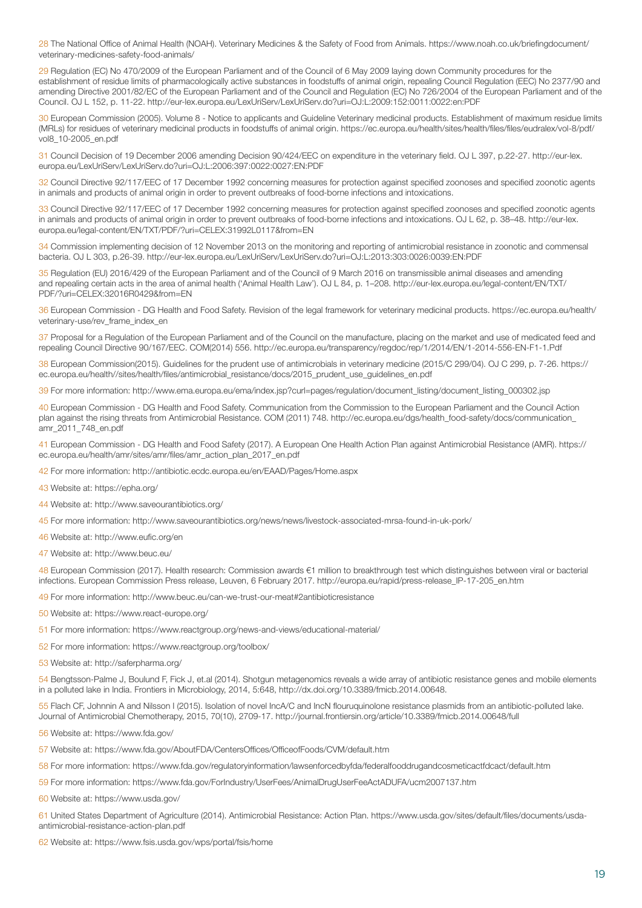28 The National Office of Animal Health (NOAH). Veterinary Medicines & the Safety of Food from Animals. https://www.noah.co.uk/briefingdocument/veterinary-medicines-safety-food-animals/

29 Regulation (EC) No 470/2009 of the European Parliament and of the Council of 6 May 2009 laying down Community procedures for the establishment of residue limits of pharmacologically active substances in foodstuffs of animal origin, repealing Council Regulation (EEC) No 2377/90 and amending Directive 2001/82/EC of the European Parliament and of the Council and Regulation (EC) No 726/2004 of the European Parliament and of the Council. OJ L 152, p. 11-22. http://eur-lex.europa.eu/LexUriServ/LexUriServ.do?uri=OJ:L:2009:152:0011:0022:en:PDF

30 European Commission (2005). Volume 8 - Notice to applicants and Guideline Veterinary medicinal products. Establishment of maximum residue limits (MRLs) for residues of veterinary medicinal products in foodstuffs of animal origin. https://ec.europa.eu/health/sites/health/files/files/eudralex/vol-8/pdf/vol8_10-2005_en.pdf

31 Council Decision of 19 December 2006 amending Decision 90/424/EEC on expenditure in the veterinary field. OJ L 397, p.22-27. http://eur-lex.europa.eu/LexUriServ/LexUriServ.do?uri=OJ:L:2006:397:0022:0027:EN:PDF

32 Council Directive 92/117/EEC of 17 December 1992 concerning measures for protection against specified zoonoses and specified zoonotic agents in animals and products of animal origin in order to prevent outbreaks of food-borne infections and intoxications.

33 Council Directive 92/117/EEC of 17 December 1992 concerning measures for protection against specified zoonoses and specified zoonotic agents in animals and products of animal origin in order to prevent outbreaks of food-borne infections and intoxications. OJ L 62, p. 38–48. http://eur-lex.europa.eu/legal-content/EN/TXT/PDF/?uri=CELEX:31992L0117&from=EN

34 Commission implementing decision of 12 November 2013 on the monitoring and reporting of antimicrobial resistance in zoonotic and commensal bacteria. OJ L 303, p.26-39. http://eur-lex.europa.eu/LexUriServ/LexUriServ.do?uri=OJ:L:2013:303:0026:0039:EN:PDF

35 Regulation (EU) 2016/429 of the European Parliament and of the Council of 9 March 2016 on transmissible animal diseases and amending and repealing certain acts in the area of animal health ('Animal Health Law'). OJ L 84, p. 1–208. http://eur-lex.europa.eu/legal-content/EN/TXT/PDF/?uri=CELEX:32016R0429&from=EN

36 European Commission - DG Health and Food Safety. Revision of the legal framework for veterinary medicinal products. https://ec.europa.eu/health/veterinary-use/rev_frame_index_en

37 Proposal for a Regulation of the European Parliament and of the Council on the manufacture, placing on the market and use of medicated feed and repealing Council Directive 90/167/EEC. COM(2014) 556. http://ec.europa.eu/transparency/regdoc/rep/1/2014/EN/1-2014-556-EN-F1-1.Pdf

38 European Commission(2015). Guidelines for the prudent use of antimicrobials in veterinary medicine (2015/C 299/04). OJ C 299, p. 7-26. https://ec.europa.eu/health//sites/health/files/antimicrobial_resistance/docs/2015_prudent_use_guidelines_en.pdf

39 For more information: http://www.ema.europa.eu/ema/index.jsp?curl=pages/regulation/document_listing/document_listing_000302.jsp

40 European Commission - DG Health and Food Safety. Communication from the Commission to the European Parliament and the Council Action plan against the rising threats from Antimicrobial Resistance. COM (2011) 748. http://ec.europa.eu/dgs/health_food-safety/docs/communication_amr_2011_748_en.pdf

41 European Commission - DG Health and Food Safety (2017). A European One Health Action Plan against Antimicrobial Resistance (AMR). https://ec.europa.eu/health/amr/sites/amr/files/amr_action_plan_2017_en.pdf

42 For more information: http://antibiotic.ecdc.europa.eu/en/EAAD/Pages/Home.aspx

43 Website at: https://epha.org/

44 Website at: http://www.saveourantibiotics.org/

45 For more information: http://www.saveourantibiotics.org/news/news/livestock-associated-mrsa-found-in-uk-pork/

46 Website at: http://www.eufic.org/en

47 Website at: http://www.beuc.eu/

48 European Commission (2017). Health research: Commission awards €1 million to breakthrough test which distinguishes between viral or bacterial infections. European Commission Press release, Leuven, 6 February 2017. http://europa.eu/rapid/press-release_IP-17-205_en.htm

49 For more information: http://www.beuc.eu/can-we-trust-our-meat#2antibioticresistance

50 Website at: https://www.react-europe.org/

51 For more information: https://www.reactgroup.org/news-and-views/educational-material/

52 For more information: https://www.reactgroup.org/toolbox/

53 Website at: http://saferpharma.org/

54 Bengtsson-Palme J, Boulund F, Fick J, et.al (2014). Shotgun metagenomics reveals a wide array of antibiotic resistance genes and mobile elements in a polluted lake in India. Frontiers in Microbiology, 2014, 5:648, http://dx.doi.org/10.3389/fmicb.2014.00648.

55 Flach CF, Johnnin A and Nilsson I (2015). Isolation of novel IncA/C and IncN flouruquinolone resistance plasmids from an antibiotic-polluted lake. Journal of Antimicrobial Chemotherapy, 2015, 70(10), 2709-17. http://journal.frontiersin.org/article/10.3389/fmicb.2014.00648/full

56 Website at: https://www.fda.gov/

57 Website at: https://www.fda.gov/AboutFDA/CentersOffices/OfficeofFoods/CVM/default.htm

58 For more information: https://www.fda.gov/regulatoryinformation/lawsenforcedbyfda/federalfooddrugandcosmeticactfdcact/default.htm

59 For more information: https://www.fda.gov/ForIndustry/UserFees/AnimalDrugUserFeeActADUFA/ucm2007137.htm

60 Website at: https://www.usda.gov/

61 United States Department of Agriculture (2014). Antimicrobial Resistance: Action Plan. https://www.usda.gov/sites/default/files/documents/usda-antimicrobial-resistance-action-plan.pdf

62 Website at: https://www.fsis.usda.gov/wps/portal/fsis/home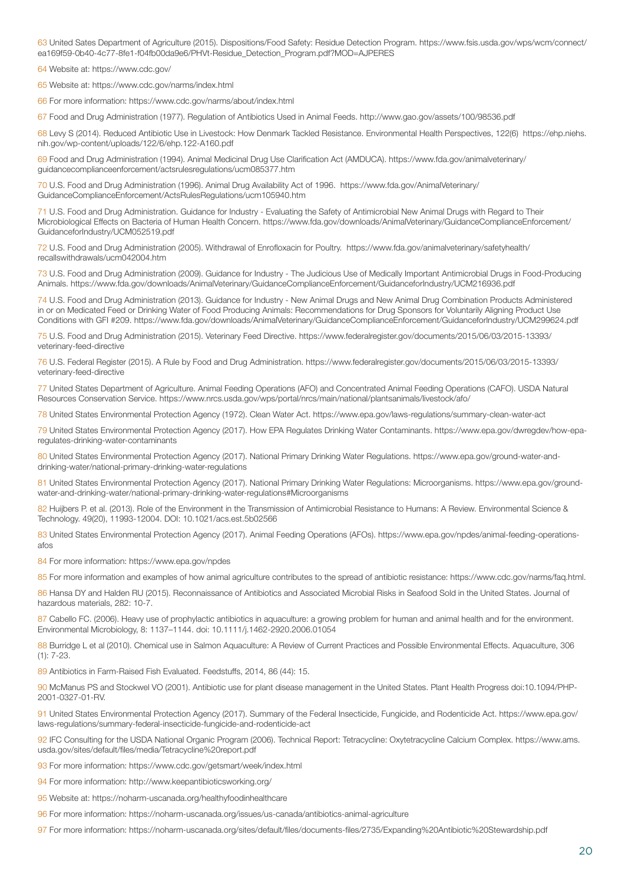63 United Sates Department of Agriculture (2015). Dispositions/Food Safety: Residue Detection Program. https://www.fsis.usda.gov/wps/wcm/connect/ea169f59-0b40-4c77-8fe1-f04fb00da9e6/PHVt-Residue_Detection_Program.pdf?MOD=AJPERES

64 Website at: https://www.cdc.gov/

65 Website at: https://www.cdc.gov/narms/index.html

66 For more information: https://www.cdc.gov/narms/about/index.html

67 Food and Drug Administration (1977). Regulation of Antibiotics Used in Animal Feeds. http://www.gao.gov/assets/100/98536.pdf

68 Levy S (2014). Reduced Antibiotic Use in Livestock: How Denmark Tackled Resistance. Environmental Health Perspectives, 122(6) https://ehp.niehs.nih.gov/wp-content/uploads/122/6/ehp.122-A160.pdf

69 Food and Drug Administration (1994). Animal Medicinal Drug Use Clarification Act (AMDUCA). https://www.fda.gov/animalveterinary/guidancecomplianceenforcement/actsrulesregulations/ucm085377.htm

70 U.S. Food and Drug Administration (1996). Animal Drug Availability Act of 1996. https://www.fda.gov/AnimalVeterinary/GuidanceComplianceEnforcement/ActsRulesRegulations/ucm105940.htm

71 U.S. Food and Drug Administration. Guidance for Industry - Evaluating the Safety of Antimicrobial New Animal Drugs with Regard to Their Microbiological Effects on Bacteria of Human Health Concern. https://www.fda.gov/downloads/AnimalVeterinary/GuidanceComplianceEnforcement/GuidanceforIndustry/UCM052519.pdf

72 U.S. Food and Drug Administration (2005). Withdrawal of Enrofloxacin for Poultry. https://www.fda.gov/animalveterinary/safetyhealth/recallswithdrawals/ucm042004.htm

73 U.S. Food and Drug Administration (2009). Guidance for Industry - The Judicious Use of Medically Important Antimicrobial Drugs in Food-Producing Animals. https://www.fda.gov/downloads/AnimalVeterinary/GuidanceComplianceEnforcement/GuidanceforIndustry/UCM216936.pdf

74 U.S. Food and Drug Administration (2013). Guidance for Industry - New Animal Drugs and New Animal Drug Combination Products Administered in or on Medicated Feed or Drinking Water of Food Producing Animals: Recommendations for Drug Sponsors for Voluntarily Aligning Product Use Conditions with GFI #209. https://www.fda.gov/downloads/AnimalVeterinary/GuidanceComplianceEnforcement/GuidanceforIndustry/UCM299624.pdf

75 U.S. Food and Drug Administration (2015). Veterinary Feed Directive. https://www.federalregister.gov/documents/2015/06/03/2015-13393/veterinary-feed-directive

76 U.S. Federal Register (2015). A Rule by Food and Drug Administration. https://www.federalregister.gov/documents/2015/06/03/2015-13393/veterinary-feed-directive

77 United States Department of Agriculture. Animal Feeding Operations (AFO) and Concentrated Animal Feeding Operations (CAFO). USDA Natural Resources Conservation Service. https://www.nrcs.usda.gov/wps/portal/nrcs/main/national/plantsanimals/livestock/afo/

78 United States Environmental Protection Agency (1972). Clean Water Act. https://www.epa.gov/laws-regulations/summary-clean-water-act

79 United States Environmental Protection Agency (2017). How EPA Regulates Drinking Water Contaminants. https://www.epa.gov/dwregdev/how-epa-regulates-drinking-water-contaminants

80 United States Environmental Protection Agency (2017). National Primary Drinking Water Regulations. https://www.epa.gov/ground-water-and-drinking-water/national-primary-drinking-water-regulations

81 United States Environmental Protection Agency (2017). National Primary Drinking Water Regulations: Microorganisms. https://www.epa.gov/ground-water-and-drinking-water/national-primary-drinking-water-regulations#Microorganisms

82 Huijbers P. et al. (2013). Role of the Environment in the Transmission of Antimicrobial Resistance to Humans: A Review. Environmental Science & Technology. 49(20), 11993-12004. DOI: 10.1021/acs.est.5b02566

83 United States Environmental Protection Agency (2017). Animal Feeding Operations (AFOs). https://www.epa.gov/npdes/animal-feeding-operations-afos

84 For more information: https://www.epa.gov/npdes

85 For more information and examples of how animal agriculture contributes to the spread of antibiotic resistance: https://www.cdc.gov/narms/faq.html.

86 Hansa DY and Halden RU (2015). Reconnaissance of Antibiotics and Associated Microbial Risks in Seafood Sold in the United States. Journal of hazardous materials, 282: 10-7.

87 Cabello FC. (2006). Heavy use of prophylactic antibiotics in aquaculture: a growing problem for human and animal health and for the environment. Environmental Microbiology, 8: 1137–1144. doi: 10.1111/j.1462-2920.2006.01054

88 Burridge L et al (2010). Chemical use in Salmon Aquaculture: A Review of Current Practices and Possible Environmental Effects. Aquaculture, 306 (1): 7-23.

89 Antibiotics in Farm-Raised Fish Evaluated. Feedstuffs, 2014, 86 (44): 15.

90 McManus PS and Stockwel VO (2001). Antibiotic use for plant disease management in the United States. Plant Health Progress doi:10.1094/PHP-2001-0327-01-RV.

91 United States Environmental Protection Agency (2017). Summary of the Federal Insecticide, Fungicide, and Rodenticide Act. https://www.epa.gov/laws-regulations/summary-federal-insecticide-fungicide-and-rodenticide-act

92 IFC Consulting for the USDA National Organic Program (2006). Technical Report: Tetracycline: Oxytetracycline Calcium Complex. https://www.ams.usda.gov/sites/default/files/media/Tetracycline%20report.pdf

93 For more information: https://www.cdc.gov/getsmart/week/index.html

94 For more information: http://www.keepantibioticsworking.org/

95 Website at: https://noharm-uscanada.org/healthyfoodinhealthcare

96 For more information: https://noharm-uscanada.org/issues/us-canada/antibiotics-animal-agriculture

97 For more information: https://noharm-uscanada.org/sites/default/files/documents-files/2735/Expanding%20Antibiotic%20Stewardship.pdf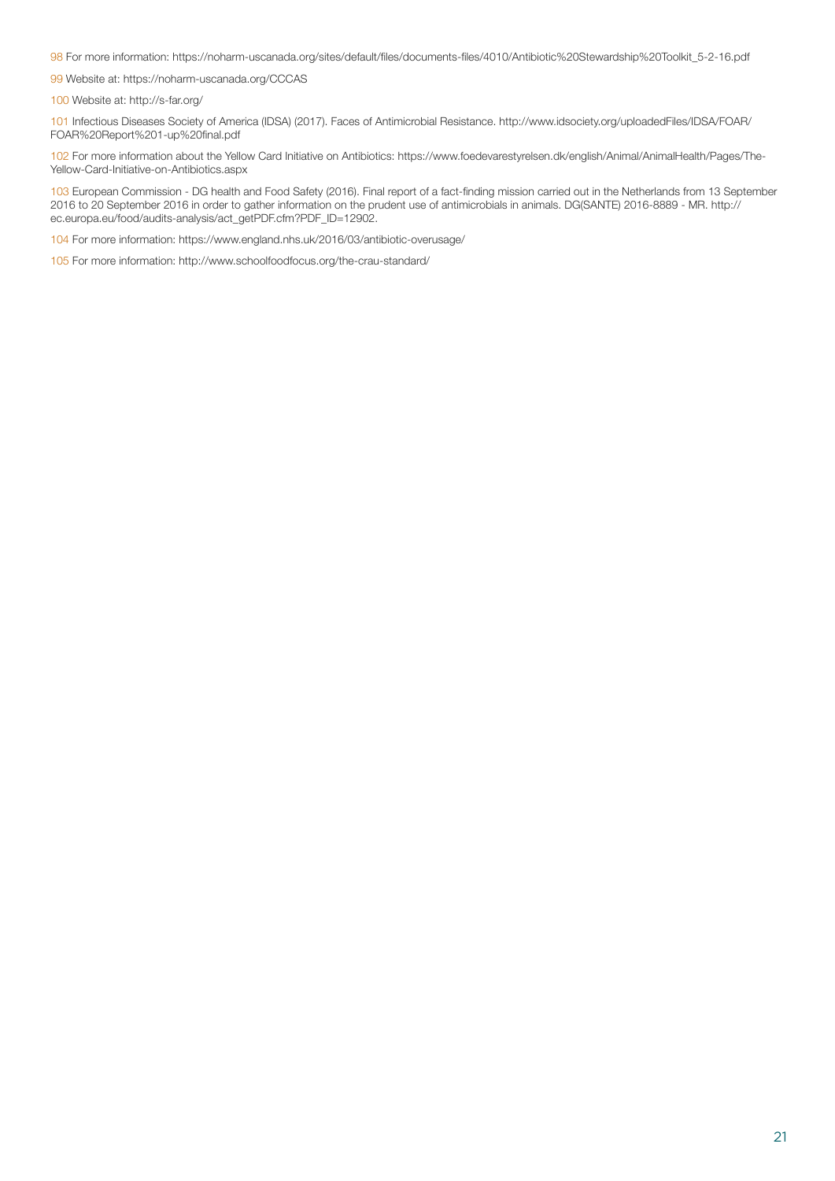98 For more information: https://noharm-uscanada.org/sites/default/files/documents-files/4010/Antibiotic%20Stewardship%20Toolkit_5-2-16.pdf

99 Website at: https://noharm-uscanada.org/CCCAS

100 Website at: http://s-far.org/

101 Infectious Diseases Society of America (IDSA) (2017). Faces of Antimicrobial Resistance. http://www.idsociety.org/uploadedFiles/IDSA/FOAR/FOAR%20Report%201-up%20final.pdf

102 For more information about the Yellow Card Initiative on Antibiotics: https://www.foedevarestyrelsen.dk/english/Animal/AnimalHealth/Pages/The-Yellow-Card-Initiative-on-Antibiotics.aspx

103 European Commission - DG health and Food Safety (2016). Final report of a fact-finding mission carried out in the Netherlands from 13 September 2016 to 20 September 2016 in order to gather information on the prudent use of antimicrobials in animals. DG(SANTE) 2016-8889 - MR. http://ec.europa.eu/food/audits-analysis/act_getPDF.cfm?PDF_ID=12902.

104 For more information: https://www.england.nhs.uk/2016/03/antibiotic-overusage/

105 For more information: http://www.schoolfoodfocus.org/the-crau-standard/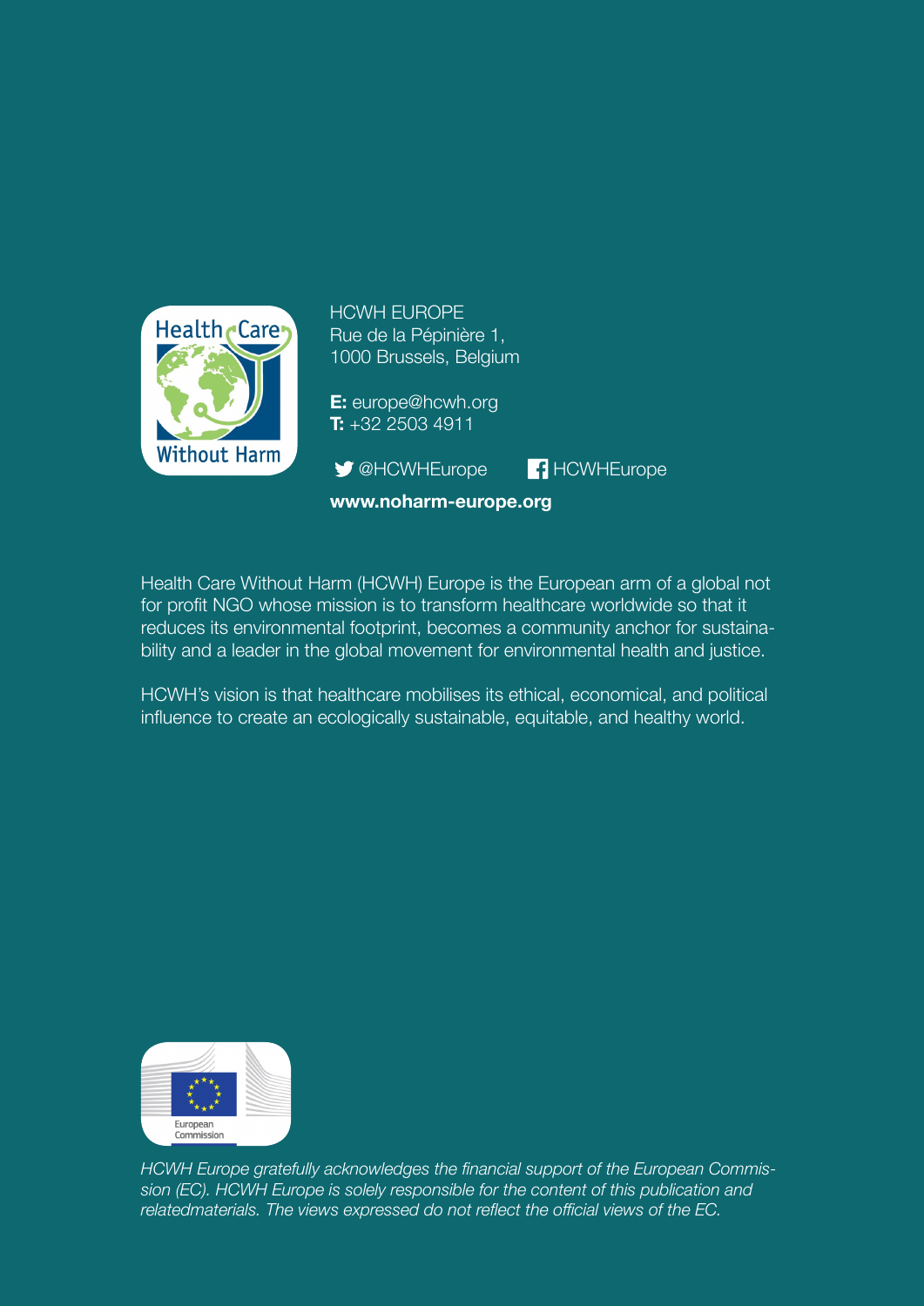HCWH EUROPE
Rue de la Pépinière 1,
1000 Brussels, Belgium

**E:** europe@hcwh.org
**T:** +32 2503 4911

@HCWHEurope HCWHEurope

**www.noharm-europe.org**

Health Care Without Harm (HCWH) Europe is the European arm of a global not for profit NGO whose mission is to transform healthcare worldwide so that it reduces its environmental footprint, becomes a community anchor for sustainability and a leader in the global movement for environmental health and justice.

HCWH's vision is that healthcare mobilises its ethical, economical, and political influence to create an ecologically sustainable, equitable, and healthy world.

*HCWH Europe gratefully acknowledges the financial support of the European Commission (EC). HCWH Europe is solely responsible for the content of this publication and relatedmaterials. The views expressed do not reflect the official views of the EC.*